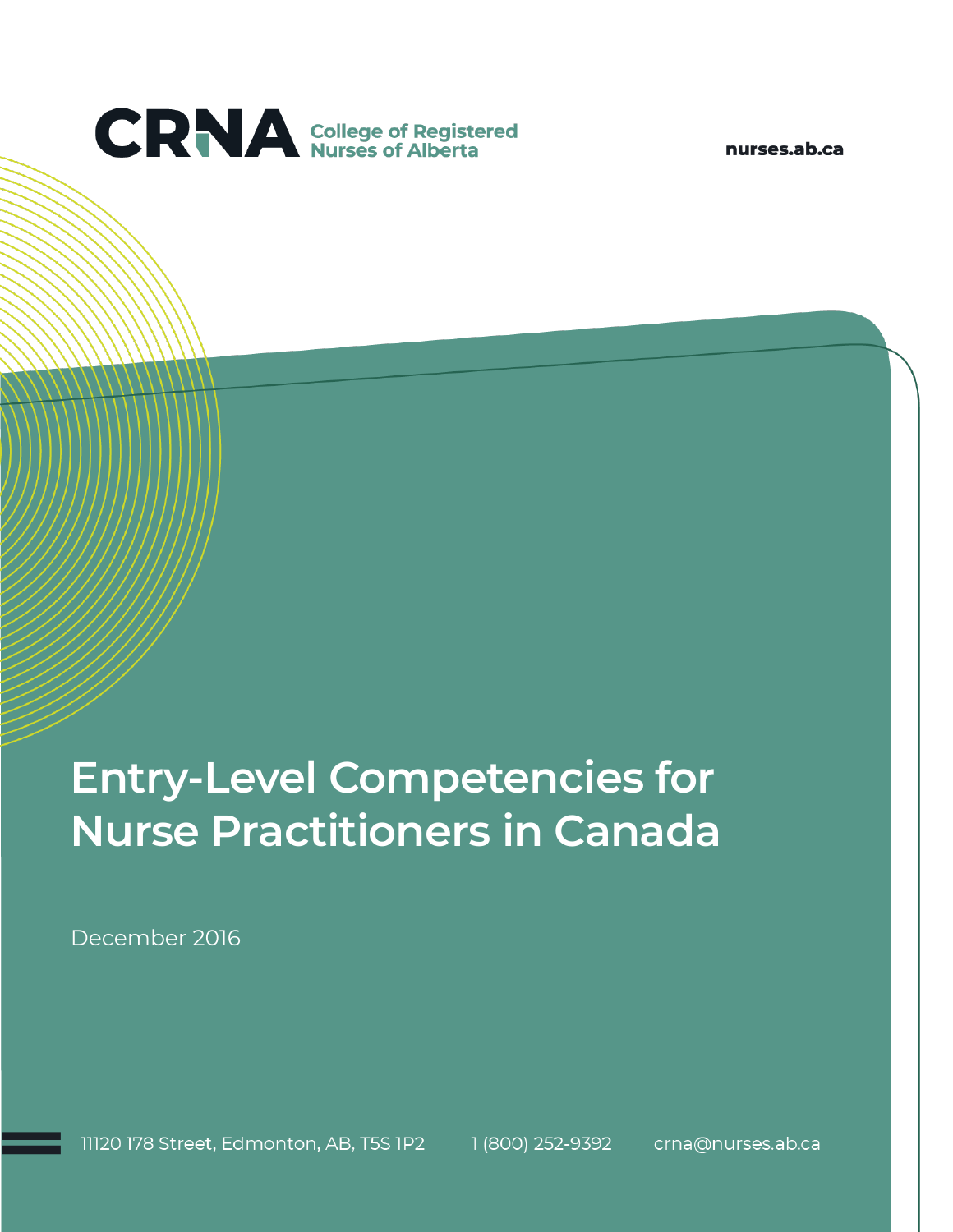CRNA College of Registered Nurses of Alberta

nurses.ab.ca

# Entry-Level Competencies for Nurse Practitioners in Canada

December 2016

11120 178 Street, Edmonton, AB, T5S 1P2    1 (800) 252-9392    crna@nurses.ab.ca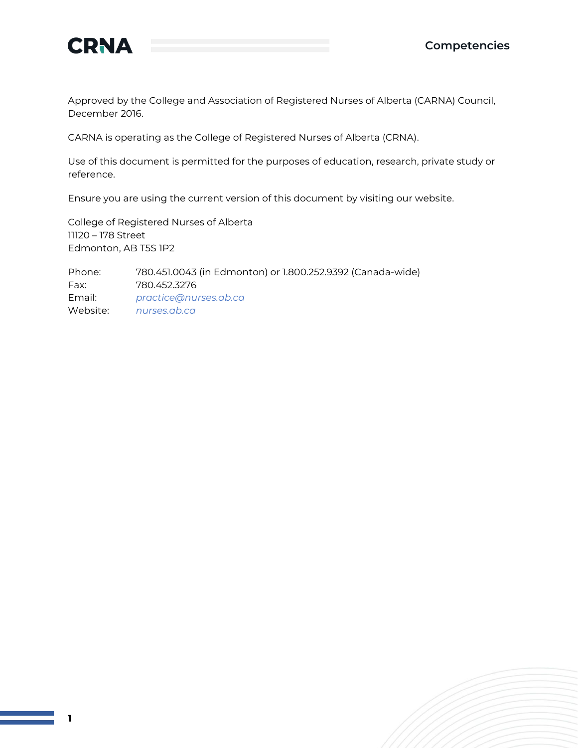Approved by the College and Association of Registered Nurses of Alberta (CARNA) Council, December 2016.

CARNA is operating as the College of Registered Nurses of Alberta (CRNA).

Use of this document is permitted for the purposes of education, research, private study or reference.

Ensure you are using the current version of this document by visiting our website.

College of Registered Nurses of Alberta
11120 – 178 Street
Edmonton, AB T5S 1P2

Phone: 780.451.0043 (in Edmonton) or 1.800.252.9392 (Canada-wide)
Fax: 780.452.3276
Email: *practice@nurses.ab.ca*
Website: *nurses.ab.ca*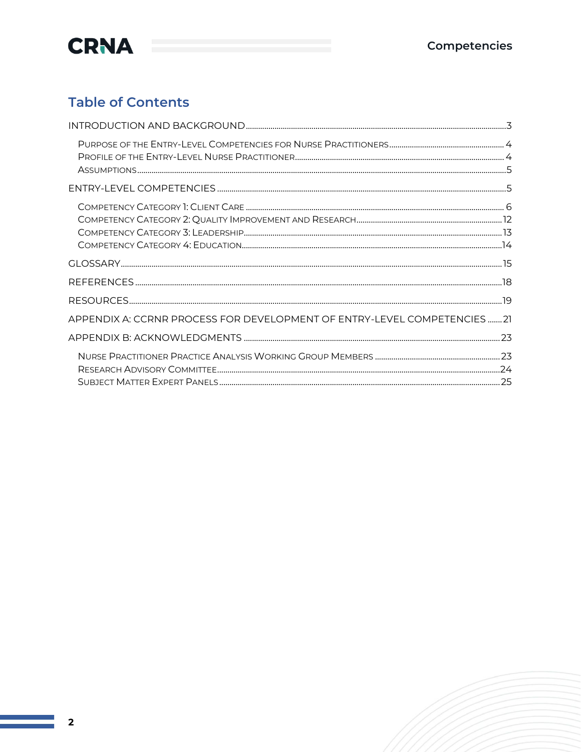## Table of Contents

- INTRODUCTION AND BACKGROUND ..... 3
  - Purpose of the Entry-Level Competencies for Nurse Practitioners ..... 4
  - Profile of the Entry-Level Nurse Practitioner ..... 4
  - Assumptions ..... 5
- ENTRY-LEVEL COMPETENCIES ..... 5
  - Competency Category 1: Client Care ..... 6
  - Competency Category 2: Quality Improvement and Research ..... 12
  - Competency Category 3: Leadership ..... 13
  - Competency Category 4: Education ..... 14
- GLOSSARY ..... 15
- REFERENCES ..... 18
- RESOURCES ..... 19
- APPENDIX A: CCRNR PROCESS FOR DEVELOPMENT OF ENTRY-LEVEL COMPETENCIES ..... 21
- APPENDIX B: ACKNOWLEDGMENTS ..... 23
  - Nurse Practitioner Practice Analysis Working Group Members ..... 23
  - Research Advisory Committee ..... 24
  - Subject Matter Expert Panels ..... 25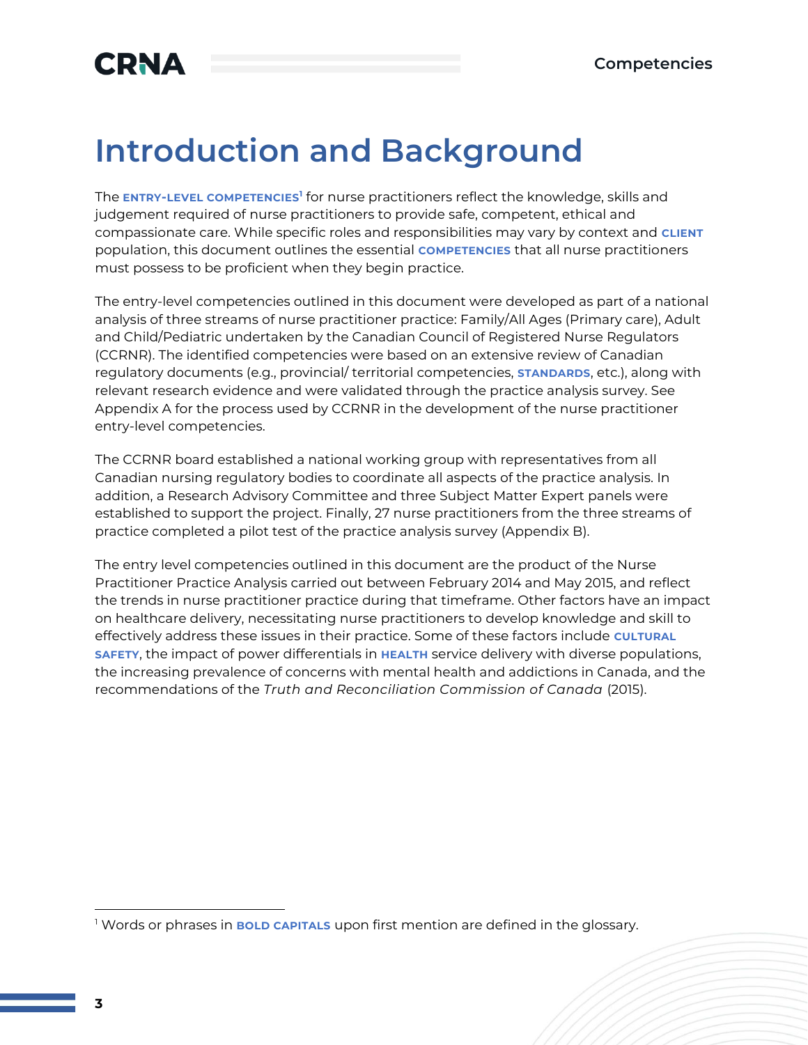# Introduction and Background

The **ENTRY-LEVEL COMPETENCIES**[1] for nurse practitioners reflect the knowledge, skills and judgement required of nurse practitioners to provide safe, competent, ethical and compassionate care. While specific roles and responsibilities may vary by context and **CLIENT** population, this document outlines the essential **COMPETENCIES** that all nurse practitioners must possess to be proficient when they begin practice.

The entry-level competencies outlined in this document were developed as part of a national analysis of three streams of nurse practitioner practice: Family/All Ages (Primary care), Adult and Child/Pediatric undertaken by the Canadian Council of Registered Nurse Regulators (CCRNR). The identified competencies were based on an extensive review of Canadian regulatory documents (e.g., provincial/ territorial competencies, **STANDARDS**, etc.), along with relevant research evidence and were validated through the practice analysis survey. See Appendix A for the process used by CCRNR in the development of the nurse practitioner entry-level competencies.

The CCRNR board established a national working group with representatives from all Canadian nursing regulatory bodies to coordinate all aspects of the practice analysis. In addition, a Research Advisory Committee and three Subject Matter Expert panels were established to support the project. Finally, 27 nurse practitioners from the three streams of practice completed a pilot test of the practice analysis survey (Appendix B).

The entry level competencies outlined in this document are the product of the Nurse Practitioner Practice Analysis carried out between February 2014 and May 2015, and reflect the trends in nurse practitioner practice during that timeframe. Other factors have an impact on healthcare delivery, necessitating nurse practitioners to develop knowledge and skill to effectively address these issues in their practice. Some of these factors include **CULTURAL SAFETY**, the impact of power differentials in **HEALTH** service delivery with diverse populations, the increasing prevalence of concerns with mental health and addictions in Canada, and the recommendations of the *Truth and Reconciliation Commission of Canada* (2015).

[1] Words or phrases in **BOLD CAPITALS** upon first mention are defined in the glossary.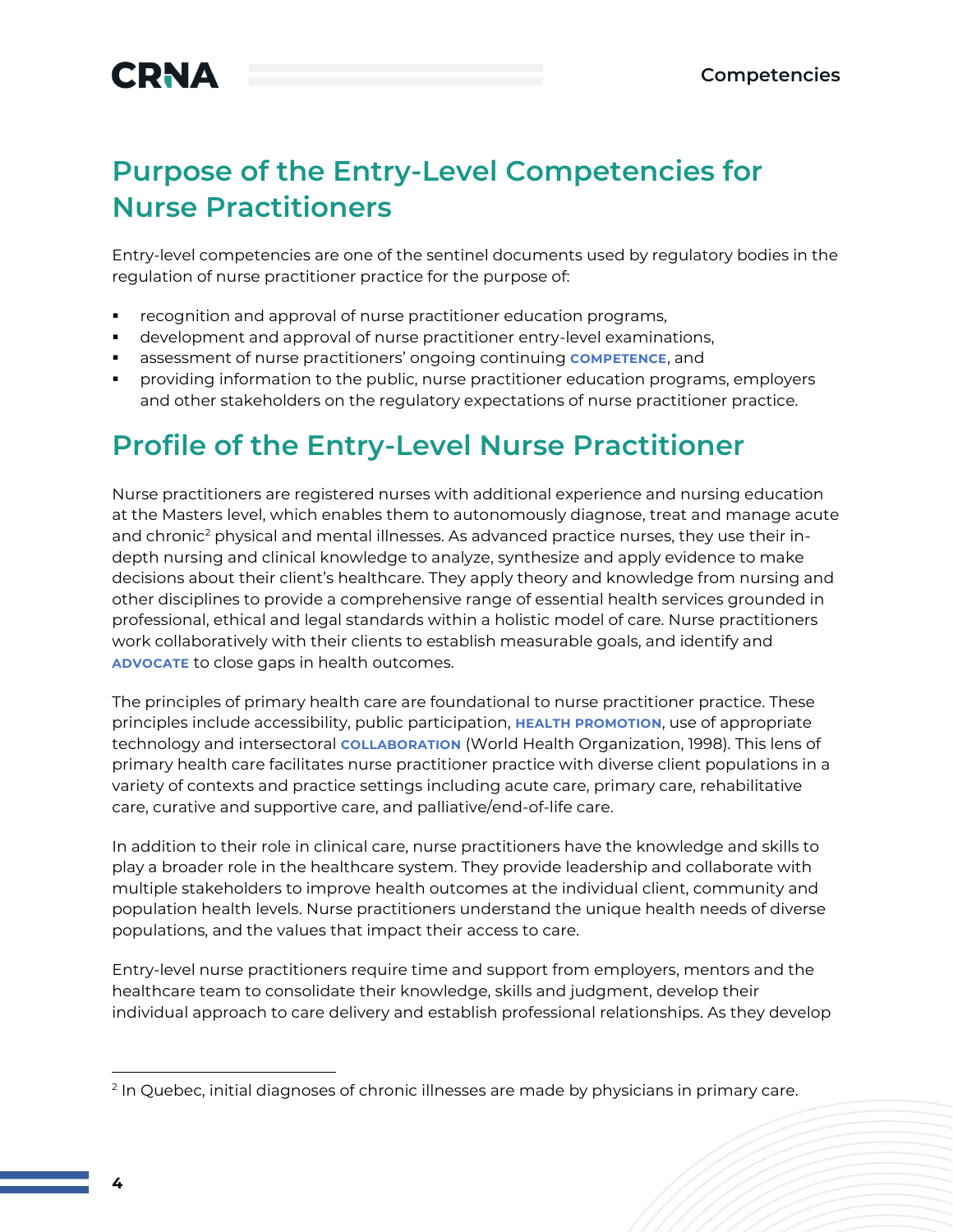## Purpose of the Entry-Level Competencies for Nurse Practitioners

Entry-level competencies are one of the sentinel documents used by regulatory bodies in the regulation of nurse practitioner practice for the purpose of:

- recognition and approval of nurse practitioner education programs,
- development and approval of nurse practitioner entry-level examinations,
- assessment of nurse practitioners' ongoing continuing **COMPETENCE**, and
- providing information to the public, nurse practitioner education programs, employers and other stakeholders on the regulatory expectations of nurse practitioner practice.

## Profile of the Entry-Level Nurse Practitioner

Nurse practitioners are registered nurses with additional experience and nursing education at the Masters level, which enables them to autonomously diagnose, treat and manage acute and chronic[2] physical and mental illnesses. As advanced practice nurses, they use their in-depth nursing and clinical knowledge to analyze, synthesize and apply evidence to make decisions about their client's healthcare. They apply theory and knowledge from nursing and other disciplines to provide a comprehensive range of essential health services grounded in professional, ethical and legal standards within a holistic model of care. Nurse practitioners work collaboratively with their clients to establish measurable goals, and identify and **ADVOCATE** to close gaps in health outcomes.

The principles of primary health care are foundational to nurse practitioner practice. These principles include accessibility, public participation, **HEALTH PROMOTION**, use of appropriate technology and intersectoral **COLLABORATION** (World Health Organization, 1998). This lens of primary health care facilitates nurse practitioner practice with diverse client populations in a variety of contexts and practice settings including acute care, primary care, rehabilitative care, curative and supportive care, and palliative/end-of-life care.

In addition to their role in clinical care, nurse practitioners have the knowledge and skills to play a broader role in the healthcare system. They provide leadership and collaborate with multiple stakeholders to improve health outcomes at the individual client, community and population health levels. Nurse practitioners understand the unique health needs of diverse populations, and the values that impact their access to care.

Entry-level nurse practitioners require time and support from employers, mentors and the healthcare team to consolidate their knowledge, skills and judgment, develop their individual approach to care delivery and establish professional relationships. As they develop

---

[2] In Quebec, initial diagnoses of chronic illnesses are made by physicians in primary care.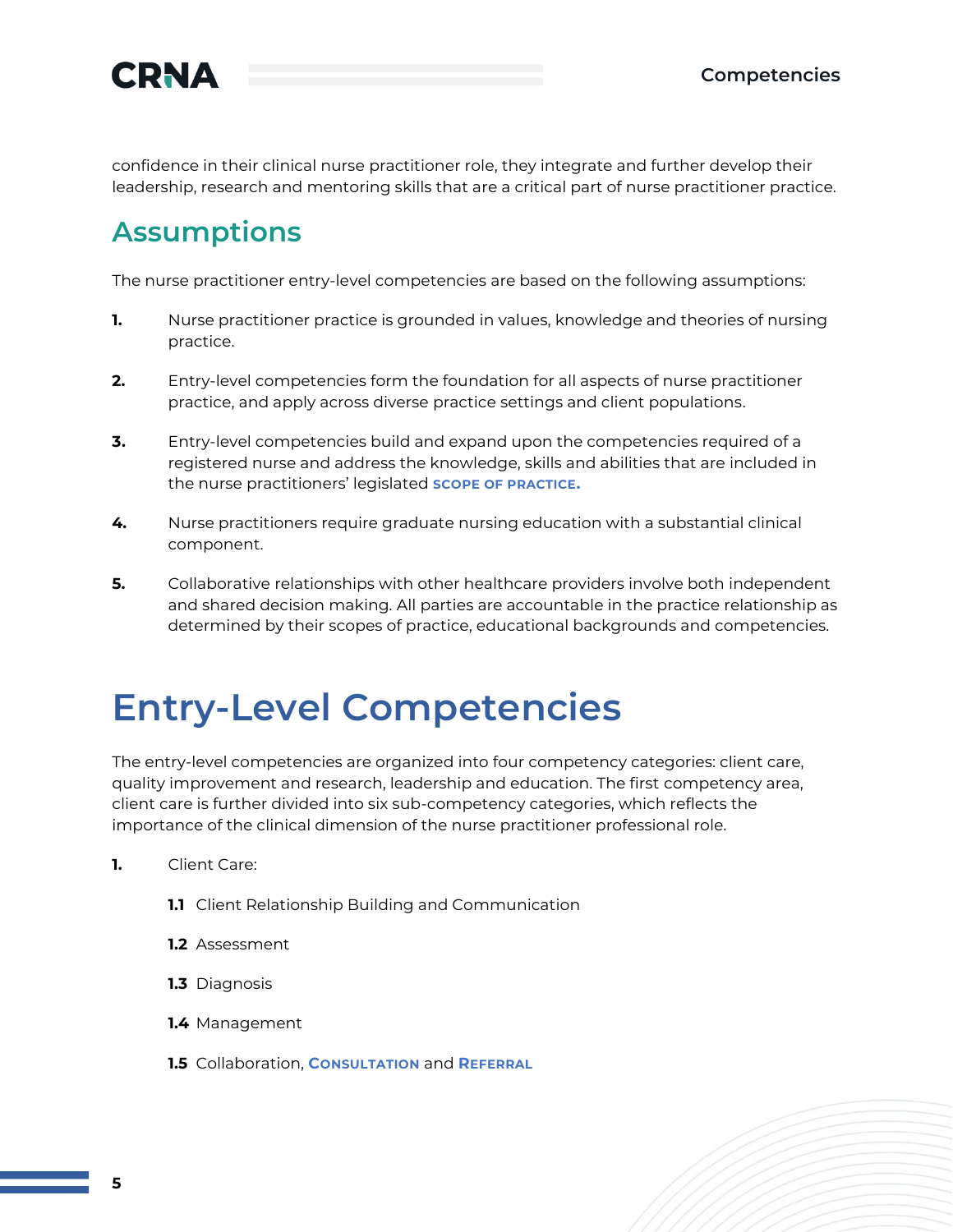confidence in their clinical nurse practitioner role, they integrate and further develop their leadership, research and mentoring skills that are a critical part of nurse practitioner practice.

## Assumptions

The nurse practitioner entry-level competencies are based on the following assumptions:

1. Nurse practitioner practice is grounded in values, knowledge and theories of nursing practice.
2. Entry-level competencies form the foundation for all aspects of nurse practitioner practice, and apply across diverse practice settings and client populations.
3. Entry-level competencies build and expand upon the competencies required of a registered nurse and address the knowledge, skills and abilities that are included in the nurse practitioners' legislated SCOPE OF PRACTICE.
4. Nurse practitioners require graduate nursing education with a substantial clinical component.
5. Collaborative relationships with other healthcare providers involve both independent and shared decision making. All parties are accountable in the practice relationship as determined by their scopes of practice, educational backgrounds and competencies.

# Entry-Level Competencies

The entry-level competencies are organized into four competency categories: client care, quality improvement and research, leadership and education. The first competency area, client care is further divided into six sub-competency categories, which reflects the importance of the clinical dimension of the nurse practitioner professional role.

1. Client Care:

   **1.1** Client Relationship Building and Communication

   **1.2** Assessment

   **1.3** Diagnosis

   **1.4** Management

   **1.5** Collaboration, CONSULTATION and REFERRAL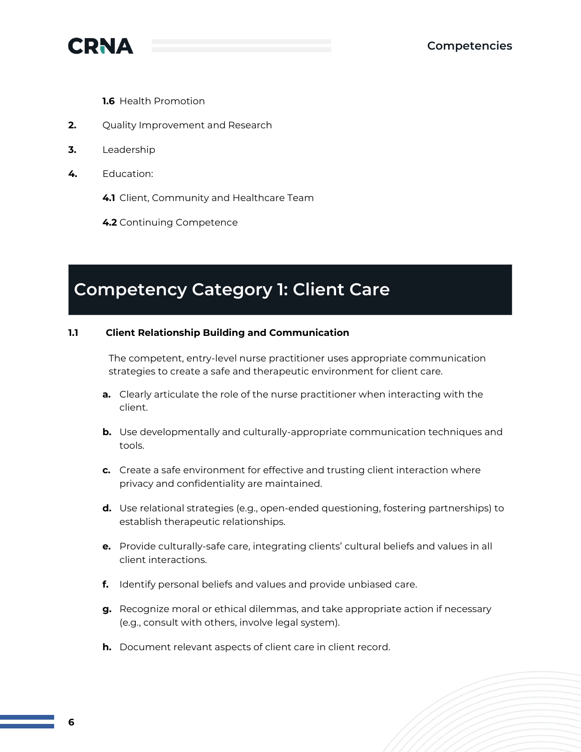- **1.6** Health Promotion

2. Quality Improvement and Research
3. Leadership
4. Education:
   - **4.1** Client, Community and Healthcare Team
   - **4.2** Continuing Competence

## Competency Category 1: Client Care

### 1.1 Client Relationship Building and Communication

The competent, entry-level nurse practitioner uses appropriate communication strategies to create a safe and therapeutic environment for client care.

- **a.** Clearly articulate the role of the nurse practitioner when interacting with the client.
- **b.** Use developmentally and culturally-appropriate communication techniques and tools.
- **c.** Create a safe environment for effective and trusting client interaction where privacy and confidentiality are maintained.
- **d.** Use relational strategies (e.g., open-ended questioning, fostering partnerships) to establish therapeutic relationships.
- **e.** Provide culturally-safe care, integrating clients' cultural beliefs and values in all client interactions.
- **f.** Identify personal beliefs and values and provide unbiased care.
- **g.** Recognize moral or ethical dilemmas, and take appropriate action if necessary (e.g., consult with others, involve legal system).
- **h.** Document relevant aspects of client care in client record.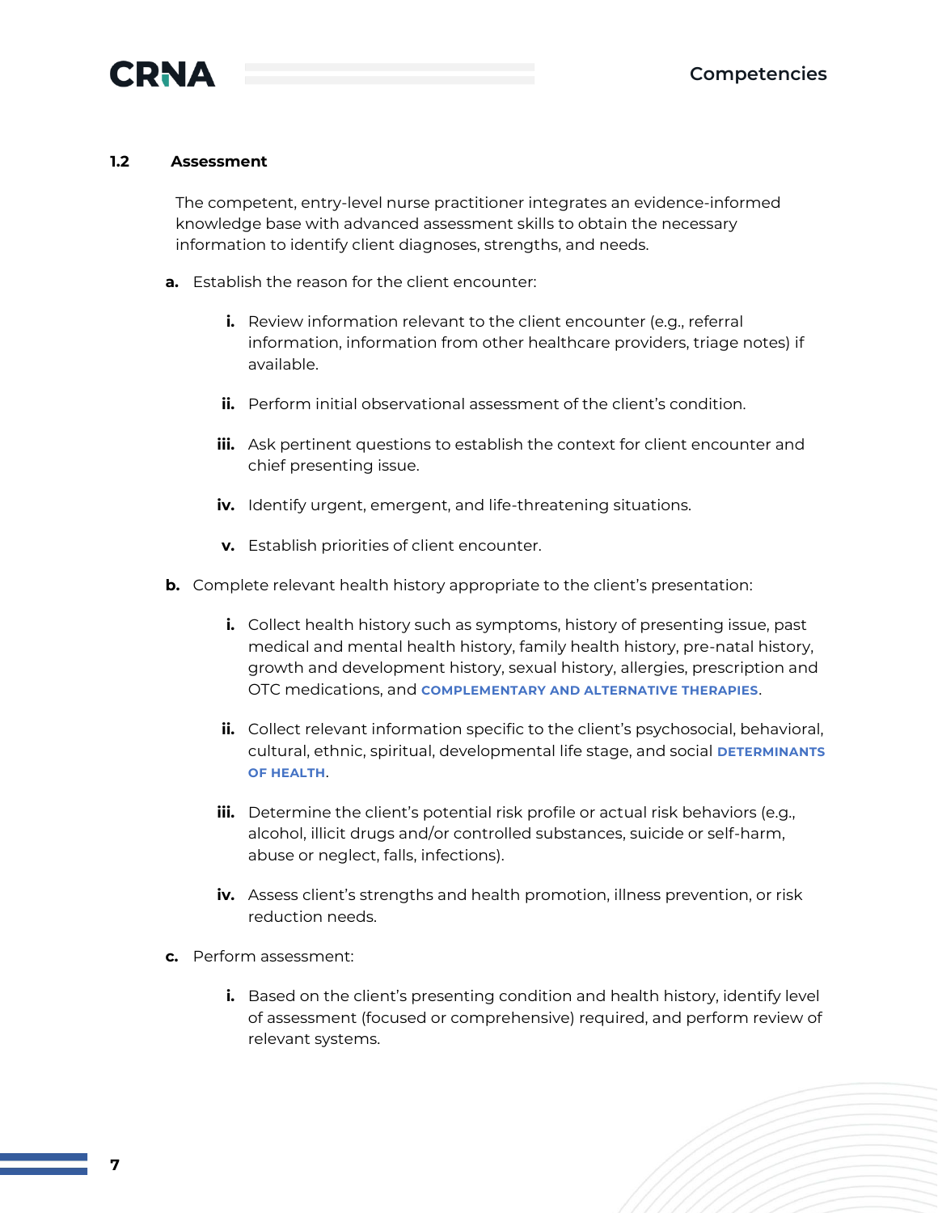### 1.2 Assessment

The competent, entry-level nurse practitioner integrates an evidence-informed knowledge base with advanced assessment skills to obtain the necessary information to identify client diagnoses, strengths, and needs.

**a.** Establish the reason for the client encounter:

- **i.** Review information relevant to the client encounter (e.g., referral information, information from other healthcare providers, triage notes) if available.
- **ii.** Perform initial observational assessment of the client's condition.
- **iii.** Ask pertinent questions to establish the context for client encounter and chief presenting issue.
- **iv.** Identify urgent, emergent, and life-threatening situations.
- **v.** Establish priorities of client encounter.

**b.** Complete relevant health history appropriate to the client's presentation:

- **i.** Collect health history such as symptoms, history of presenting issue, past medical and mental health history, family health history, pre-natal history, growth and development history, sexual history, allergies, prescription and OTC medications, and **COMPLEMENTARY AND ALTERNATIVE THERAPIES**.
- **ii.** Collect relevant information specific to the client's psychosocial, behavioral, cultural, ethnic, spiritual, developmental life stage, and social **DETERMINANTS OF HEALTH**.
- **iii.** Determine the client's potential risk profile or actual risk behaviors (e.g., alcohol, illicit drugs and/or controlled substances, suicide or self-harm, abuse or neglect, falls, infections).
- **iv.** Assess client's strengths and health promotion, illness prevention, or risk reduction needs.

**c.** Perform assessment:

- **i.** Based on the client's presenting condition and health history, identify level of assessment (focused or comprehensive) required, and perform review of relevant systems.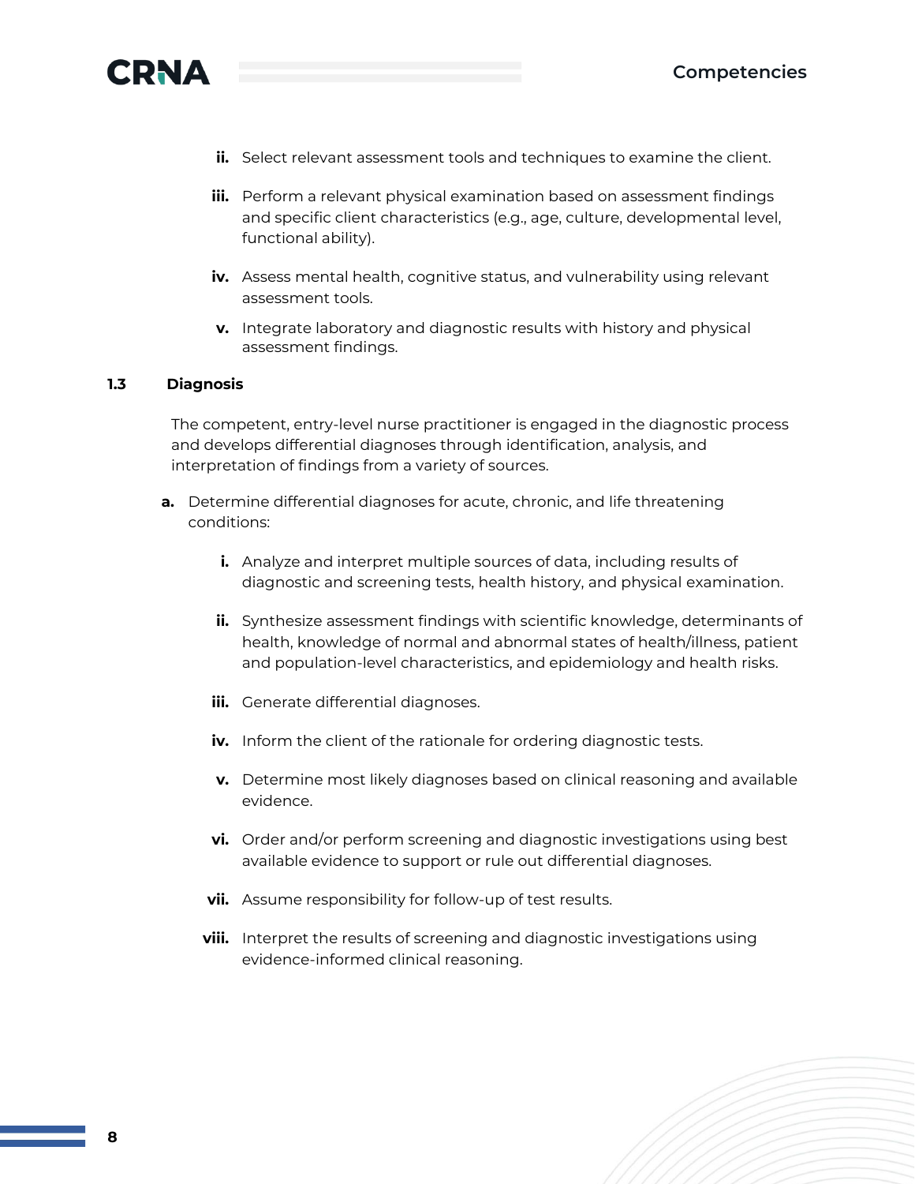ii. Select relevant assessment tools and techniques to examine the client.

iii. Perform a relevant physical examination based on assessment findings and specific client characteristics (e.g., age, culture, developmental level, functional ability).

iv. Assess mental health, cognitive status, and vulnerability using relevant assessment tools.

v. Integrate laboratory and diagnostic results with history and physical assessment findings.

### 1.3 Diagnosis

The competent, entry-level nurse practitioner is engaged in the diagnostic process and develops differential diagnoses through identification, analysis, and interpretation of findings from a variety of sources.

**a.** Determine differential diagnoses for acute, chronic, and life threatening conditions:

i. Analyze and interpret multiple sources of data, including results of diagnostic and screening tests, health history, and physical examination.

ii. Synthesize assessment findings with scientific knowledge, determinants of health, knowledge of normal and abnormal states of health/illness, patient and population-level characteristics, and epidemiology and health risks.

iii. Generate differential diagnoses.

iv. Inform the client of the rationale for ordering diagnostic tests.

v. Determine most likely diagnoses based on clinical reasoning and available evidence.

vi. Order and/or perform screening and diagnostic investigations using best available evidence to support or rule out differential diagnoses.

vii. Assume responsibility for follow-up of test results.

viii. Interpret the results of screening and diagnostic investigations using evidence-informed clinical reasoning.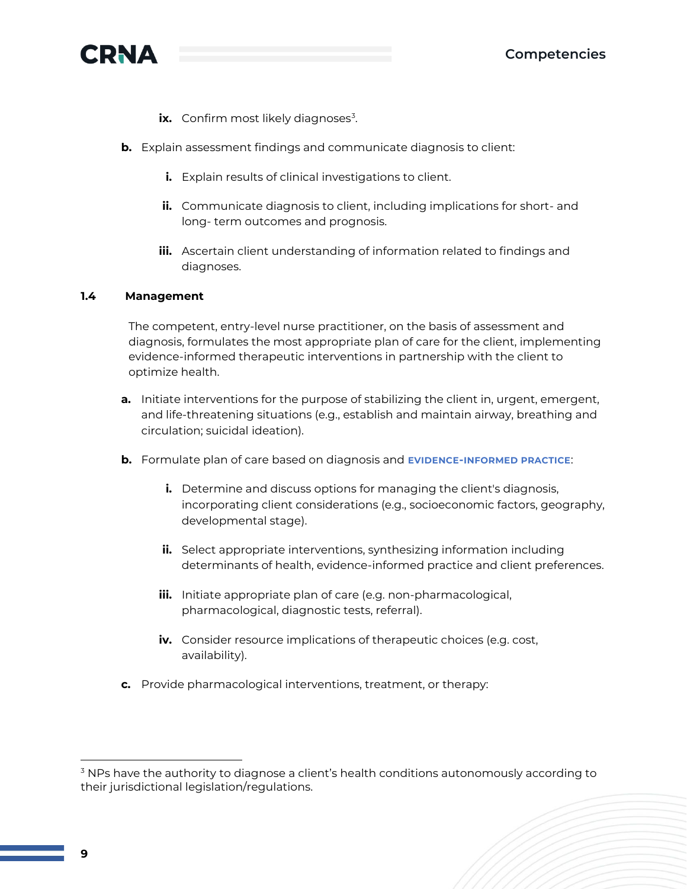ix. Confirm most likely diagnoses[3].

b. Explain assessment findings and communicate diagnosis to client:

   i. Explain results of clinical investigations to client.

   ii. Communicate diagnosis to client, including implications for short- and long- term outcomes and prognosis.

   iii. Ascertain client understanding of information related to findings and diagnoses.

### 1.4 Management

The competent, entry-level nurse practitioner, on the basis of assessment and diagnosis, formulates the most appropriate plan of care for the client, implementing evidence-informed therapeutic interventions in partnership with the client to optimize health.

a. Initiate interventions for the purpose of stabilizing the client in, urgent, emergent, and life-threatening situations (e.g., establish and maintain airway, breathing and circulation; suicidal ideation).

b. Formulate plan of care based on diagnosis and **EVIDENCE-INFORMED PRACTICE**:

   i. Determine and discuss options for managing the client's diagnosis, incorporating client considerations (e.g., socioeconomic factors, geography, developmental stage).

   ii. Select appropriate interventions, synthesizing information including determinants of health, evidence-informed practice and client preferences.

   iii. Initiate appropriate plan of care (e.g. non-pharmacological, pharmacological, diagnostic tests, referral).

   iv. Consider resource implications of therapeutic choices (e.g. cost, availability).

c. Provide pharmacological interventions, treatment, or therapy:

---

[3] NPs have the authority to diagnose a client's health conditions autonomously according to their jurisdictional legislation/regulations.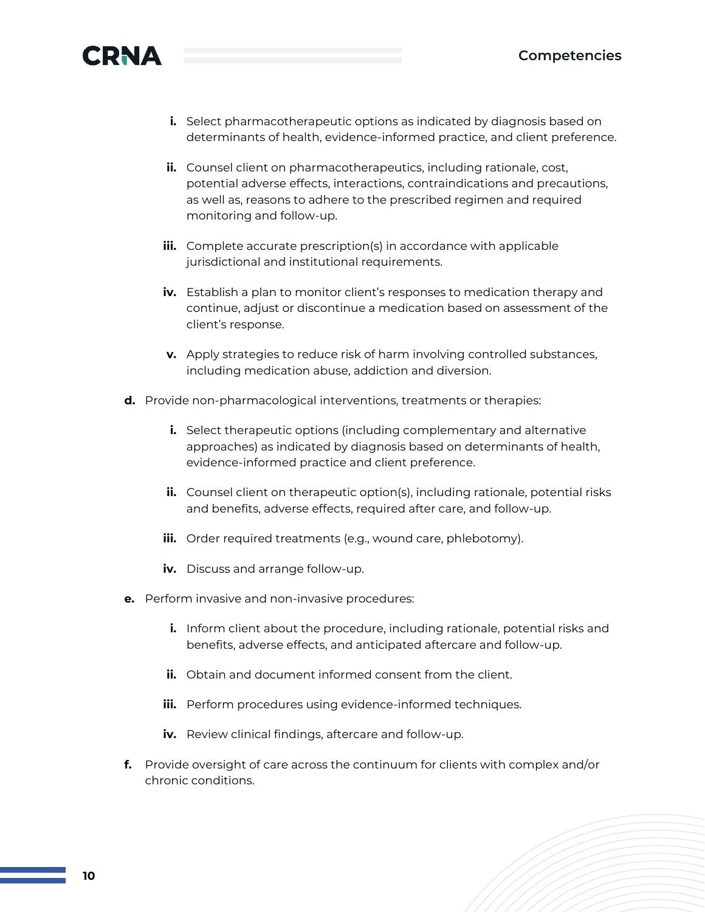i. Select pharmacotherapeutic options as indicated by diagnosis based on determinants of health, evidence-informed practice, and client preference.

   ii. Counsel client on pharmacotherapeutics, including rationale, cost, potential adverse effects, interactions, contraindications and precautions, as well as, reasons to adhere to the prescribed regimen and required monitoring and follow-up.

   iii. Complete accurate prescription(s) in accordance with applicable jurisdictional and institutional requirements.

   iv. Establish a plan to monitor client's responses to medication therapy and continue, adjust or discontinue a medication based on assessment of the client's response.

   v. Apply strategies to reduce risk of harm involving controlled substances, including medication abuse, addiction and diversion.

**d.** Provide non-pharmacological interventions, treatments or therapies:

   i. Select therapeutic options (including complementary and alternative approaches) as indicated by diagnosis based on determinants of health, evidence-informed practice and client preference.

   ii. Counsel client on therapeutic option(s), including rationale, potential risks and benefits, adverse effects, required after care, and follow-up.

   iii. Order required treatments (e.g., wound care, phlebotomy).

   iv. Discuss and arrange follow-up.

**e.** Perform invasive and non-invasive procedures:

   i. Inform client about the procedure, including rationale, potential risks and benefits, adverse effects, and anticipated aftercare and follow-up.

   ii. Obtain and document informed consent from the client.

   iii. Perform procedures using evidence-informed techniques.

   iv. Review clinical findings, aftercare and follow-up.

**f.** Provide oversight of care across the continuum for clients with complex and/or chronic conditions.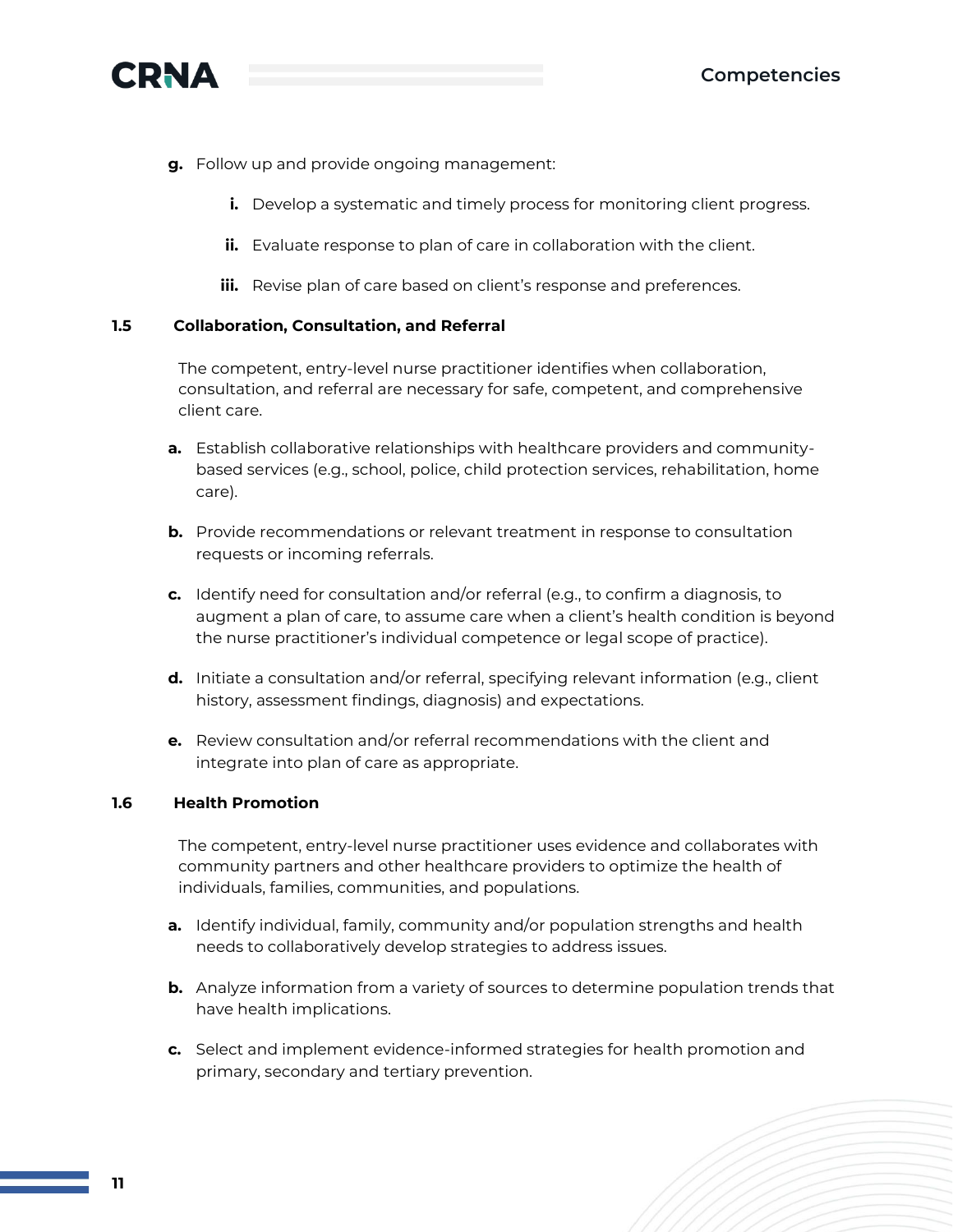g. Follow up and provide ongoing management:

   i. Develop a systematic and timely process for monitoring client progress.

   ii. Evaluate response to plan of care in collaboration with the client.

   iii. Revise plan of care based on client's response and preferences.

### 1.5 Collaboration, Consultation, and Referral

The competent, entry-level nurse practitioner identifies when collaboration, consultation, and referral are necessary for safe, competent, and comprehensive client care.

a. Establish collaborative relationships with healthcare providers and community-based services (e.g., school, police, child protection services, rehabilitation, home care).

b. Provide recommendations or relevant treatment in response to consultation requests or incoming referrals.

c. Identify need for consultation and/or referral (e.g., to confirm a diagnosis, to augment a plan of care, to assume care when a client's health condition is beyond the nurse practitioner's individual competence or legal scope of practice).

d. Initiate a consultation and/or referral, specifying relevant information (e.g., client history, assessment findings, diagnosis) and expectations.

e. Review consultation and/or referral recommendations with the client and integrate into plan of care as appropriate.

### 1.6 Health Promotion

The competent, entry-level nurse practitioner uses evidence and collaborates with community partners and other healthcare providers to optimize the health of individuals, families, communities, and populations.

a. Identify individual, family, community and/or population strengths and health needs to collaboratively develop strategies to address issues.

b. Analyze information from a variety of sources to determine population trends that have health implications.

c. Select and implement evidence-informed strategies for health promotion and primary, secondary and tertiary prevention.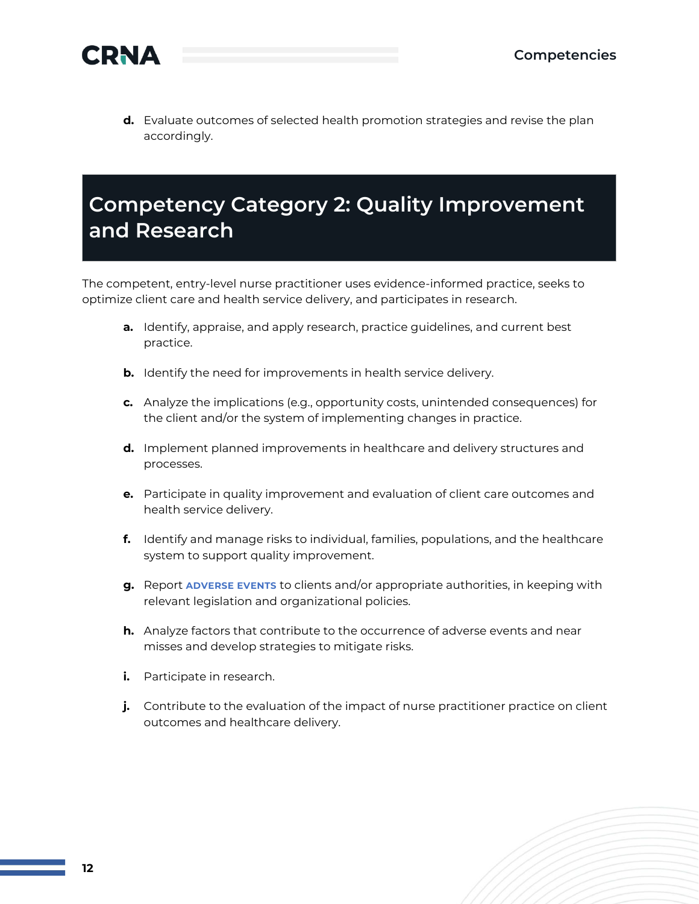d. Evaluate outcomes of selected health promotion strategies and revise the plan accordingly.

## Competency Category 2: Quality Improvement and Research

The competent, entry-level nurse practitioner uses evidence-informed practice, seeks to optimize client care and health service delivery, and participates in research.

a. Identify, appraise, and apply research, practice guidelines, and current best practice.

b. Identify the need for improvements in health service delivery.

c. Analyze the implications (e.g., opportunity costs, unintended consequences) for the client and/or the system of implementing changes in practice.

d. Implement planned improvements in healthcare and delivery structures and processes.

e. Participate in quality improvement and evaluation of client care outcomes and health service delivery.

f. Identify and manage risks to individual, families, populations, and the healthcare system to support quality improvement.

g. Report **ADVERSE EVENTS** to clients and/or appropriate authorities, in keeping with relevant legislation and organizational policies.

h. Analyze factors that contribute to the occurrence of adverse events and near misses and develop strategies to mitigate risks.

i. Participate in research.

j. Contribute to the evaluation of the impact of nurse practitioner practice on client outcomes and healthcare delivery.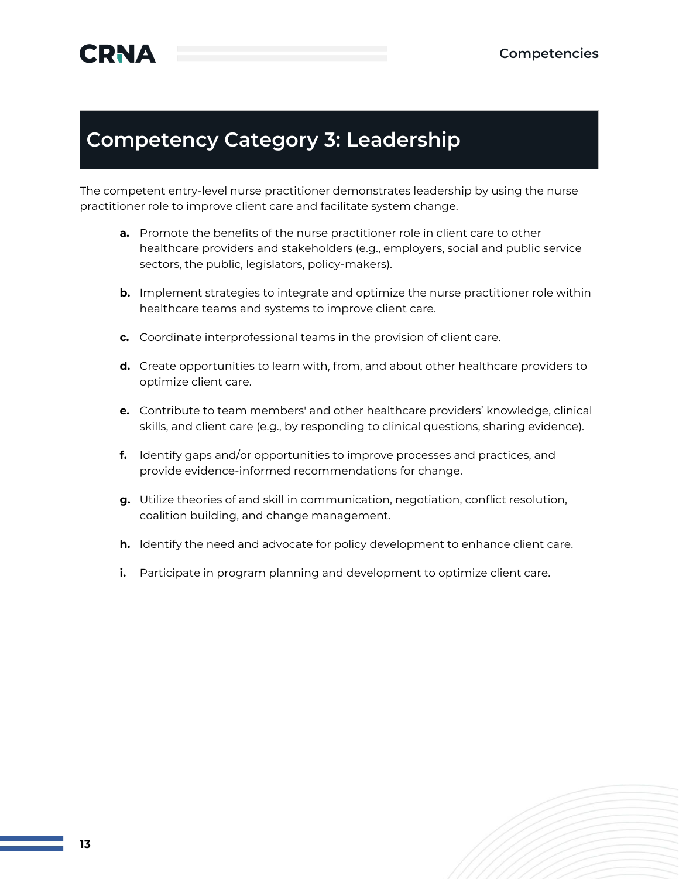# Competency Category 3: Leadership

The competent entry-level nurse practitioner demonstrates leadership by using the nurse practitioner role to improve client care and facilitate system change.

- **a.** Promote the benefits of the nurse practitioner role in client care to other healthcare providers and stakeholders (e.g., employers, social and public service sectors, the public, legislators, policy-makers).
- **b.** Implement strategies to integrate and optimize the nurse practitioner role within healthcare teams and systems to improve client care.
- **c.** Coordinate interprofessional teams in the provision of client care.
- **d.** Create opportunities to learn with, from, and about other healthcare providers to optimize client care.
- **e.** Contribute to team members' and other healthcare providers' knowledge, clinical skills, and client care (e.g., by responding to clinical questions, sharing evidence).
- **f.** Identify gaps and/or opportunities to improve processes and practices, and provide evidence-informed recommendations for change.
- **g.** Utilize theories of and skill in communication, negotiation, conflict resolution, coalition building, and change management.
- **h.** Identify the need and advocate for policy development to enhance client care.
- **i.** Participate in program planning and development to optimize client care.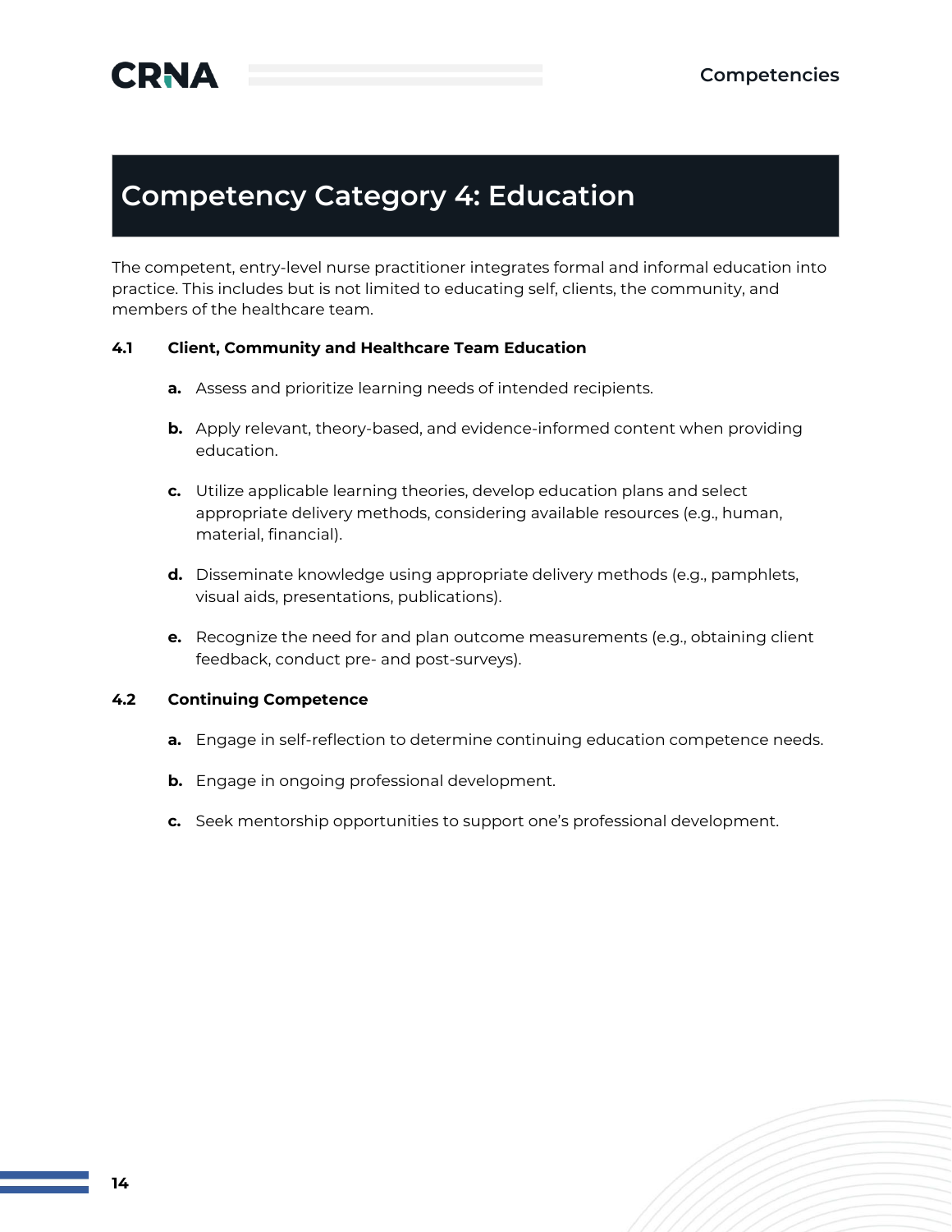# Competency Category 4: Education

The competent, entry-level nurse practitioner integrates formal and informal education into practice. This includes but is not limited to educating self, clients, the community, and members of the healthcare team.

**4.1 Client, Community and Healthcare Team Education**

- **a.** Assess and prioritize learning needs of intended recipients.
- **b.** Apply relevant, theory-based, and evidence-informed content when providing education.
- **c.** Utilize applicable learning theories, develop education plans and select appropriate delivery methods, considering available resources (e.g., human, material, financial).
- **d.** Disseminate knowledge using appropriate delivery methods (e.g., pamphlets, visual aids, presentations, publications).
- **e.** Recognize the need for and plan outcome measurements (e.g., obtaining client feedback, conduct pre- and post-surveys).

**4.2 Continuing Competence**

- **a.** Engage in self-reflection to determine continuing education competence needs.
- **b.** Engage in ongoing professional development.
- **c.** Seek mentorship opportunities to support one's professional development.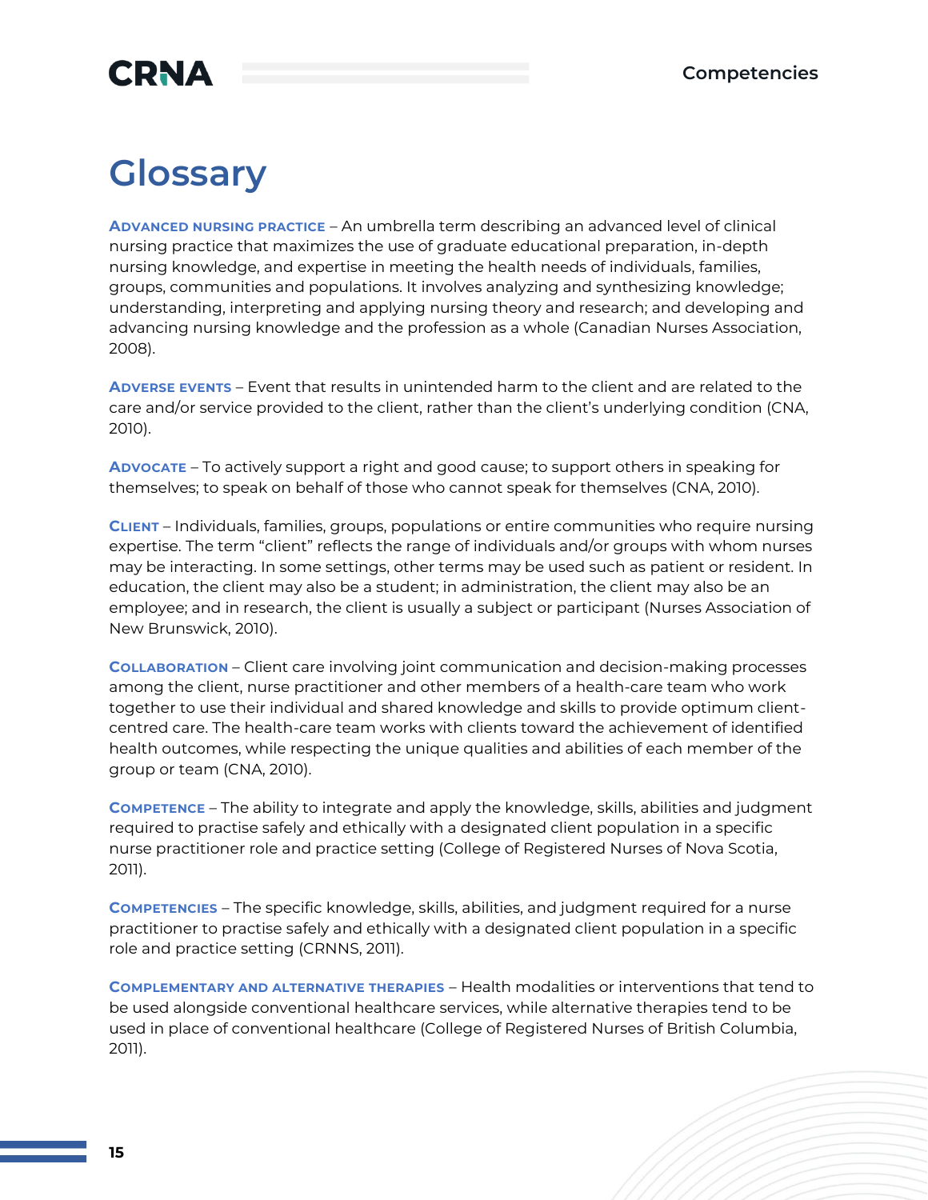# Glossary

**Advanced nursing practice** – An umbrella term describing an advanced level of clinical nursing practice that maximizes the use of graduate educational preparation, in-depth nursing knowledge, and expertise in meeting the health needs of individuals, families, groups, communities and populations. It involves analyzing and synthesizing knowledge; understanding, interpreting and applying nursing theory and research; and developing and advancing nursing knowledge and the profession as a whole (Canadian Nurses Association, 2008).

**Adverse events** – Event that results in unintended harm to the client and are related to the care and/or service provided to the client, rather than the client's underlying condition (CNA, 2010).

**Advocate** – To actively support a right and good cause; to support others in speaking for themselves; to speak on behalf of those who cannot speak for themselves (CNA, 2010).

**Client** – Individuals, families, groups, populations or entire communities who require nursing expertise. The term "client" reflects the range of individuals and/or groups with whom nurses may be interacting. In some settings, other terms may be used such as patient or resident. In education, the client may also be a student; in administration, the client may also be an employee; and in research, the client is usually a subject or participant (Nurses Association of New Brunswick, 2010).

**Collaboration** – Client care involving joint communication and decision-making processes among the client, nurse practitioner and other members of a health-care team who work together to use their individual and shared knowledge and skills to provide optimum client-centred care. The health-care team works with clients toward the achievement of identified health outcomes, while respecting the unique qualities and abilities of each member of the group or team (CNA, 2010).

**Competence** – The ability to integrate and apply the knowledge, skills, abilities and judgment required to practise safely and ethically with a designated client population in a specific nurse practitioner role and practice setting (College of Registered Nurses of Nova Scotia, 2011).

**Competencies** – The specific knowledge, skills, abilities, and judgment required for a nurse practitioner to practise safely and ethically with a designated client population in a specific role and practice setting (CRNNS, 2011).

**Complementary and alternative therapies** – Health modalities or interventions that tend to be used alongside conventional healthcare services, while alternative therapies tend to be used in place of conventional healthcare (College of Registered Nurses of British Columbia, 2011).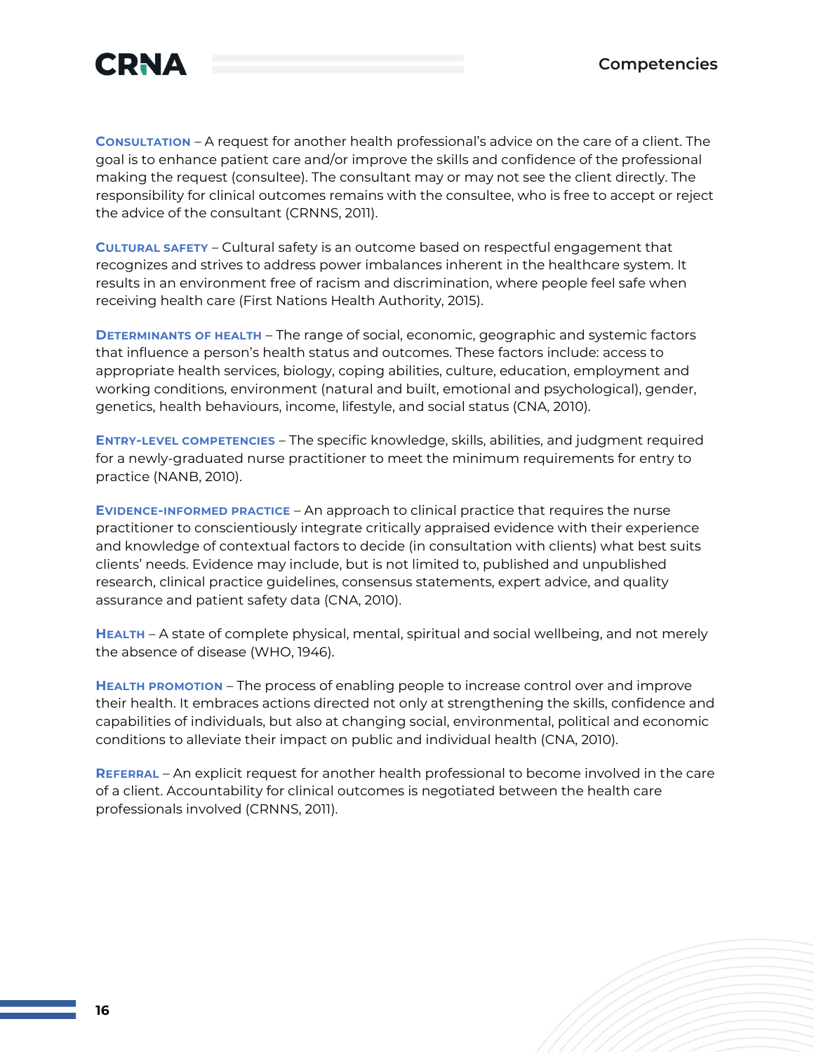**Consultation** – A request for another health professional's advice on the care of a client. The goal is to enhance patient care and/or improve the skills and confidence of the professional making the request (consultee). The consultant may or may not see the client directly. The responsibility for clinical outcomes remains with the consultee, who is free to accept or reject the advice of the consultant (CRNNS, 2011).

**Cultural safety** – Cultural safety is an outcome based on respectful engagement that recognizes and strives to address power imbalances inherent in the healthcare system. It results in an environment free of racism and discrimination, where people feel safe when receiving health care (First Nations Health Authority, 2015).

**Determinants of health** – The range of social, economic, geographic and systemic factors that influence a person's health status and outcomes. These factors include: access to appropriate health services, biology, coping abilities, culture, education, employment and working conditions, environment (natural and built, emotional and psychological), gender, genetics, health behaviours, income, lifestyle, and social status (CNA, 2010).

**Entry-level competencies** – The specific knowledge, skills, abilities, and judgment required for a newly-graduated nurse practitioner to meet the minimum requirements for entry to practice (NANB, 2010).

**Evidence-informed practice** – An approach to clinical practice that requires the nurse practitioner to conscientiously integrate critically appraised evidence with their experience and knowledge of contextual factors to decide (in consultation with clients) what best suits clients' needs. Evidence may include, but is not limited to, published and unpublished research, clinical practice guidelines, consensus statements, expert advice, and quality assurance and patient safety data (CNA, 2010).

**Health** – A state of complete physical, mental, spiritual and social wellbeing, and not merely the absence of disease (WHO, 1946).

**Health promotion** – The process of enabling people to increase control over and improve their health. It embraces actions directed not only at strengthening the skills, confidence and capabilities of individuals, but also at changing social, environmental, political and economic conditions to alleviate their impact on public and individual health (CNA, 2010).

**Referral** – An explicit request for another health professional to become involved in the care of a client. Accountability for clinical outcomes is negotiated between the health care professionals involved (CRNNS, 2011).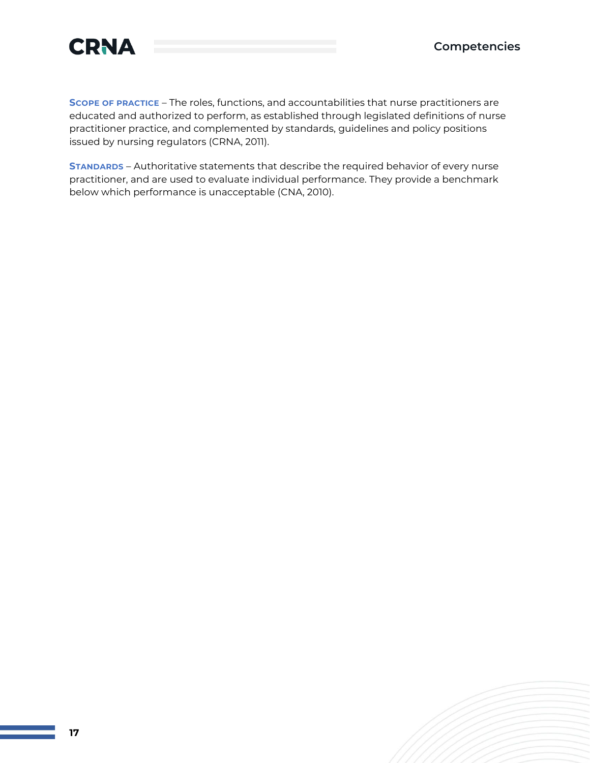**Scope of practice** – The roles, functions, and accountabilities that nurse practitioners are educated and authorized to perform, as established through legislated definitions of nurse practitioner practice, and complemented by standards, guidelines and policy positions issued by nursing regulators (CRNA, 2011).

**Standards** – Authoritative statements that describe the required behavior of every nurse practitioner, and are used to evaluate individual performance. They provide a benchmark below which performance is unacceptable (CNA, 2010).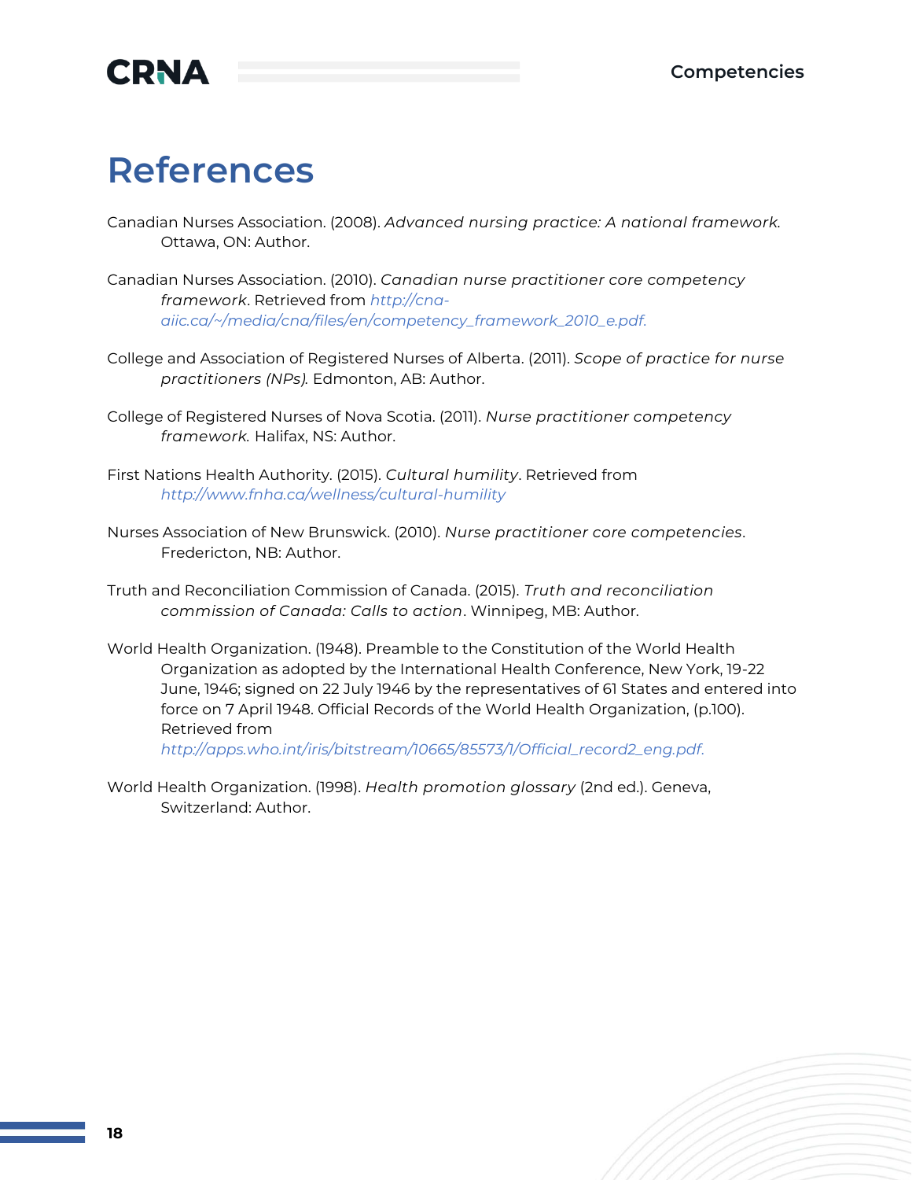# References

Canadian Nurses Association. (2008). *Advanced nursing practice: A national framework.* Ottawa, ON: Author.

Canadian Nurses Association. (2010). *Canadian nurse practitioner core competency framework*. Retrieved from *http://cna-aiic.ca/~/media/cna/files/en/competency_framework_2010_e.pdf.*

College and Association of Registered Nurses of Alberta. (2011). *Scope of practice for nurse practitioners (NPs).* Edmonton, AB: Author.

College of Registered Nurses of Nova Scotia. (2011). *Nurse practitioner competency framework.* Halifax, NS: Author.

First Nations Health Authority. (2015). *Cultural humility*. Retrieved from *http://www.fnha.ca/wellness/cultural-humility*

Nurses Association of New Brunswick. (2010). *Nurse practitioner core competencies*. Fredericton, NB: Author.

Truth and Reconciliation Commission of Canada. (2015). *Truth and reconciliation commission of Canada: Calls to action*. Winnipeg, MB: Author.

World Health Organization. (1948). Preamble to the Constitution of the World Health Organization as adopted by the International Health Conference, New York, 19-22 June, 1946; signed on 22 July 1946 by the representatives of 61 States and entered into force on 7 April 1948. Official Records of the World Health Organization, (p.100). Retrieved from *http://apps.who.int/iris/bitstream/10665/85573/1/Official_record2_eng.pdf.*

World Health Organization. (1998). *Health promotion glossary* (2nd ed.). Geneva, Switzerland: Author.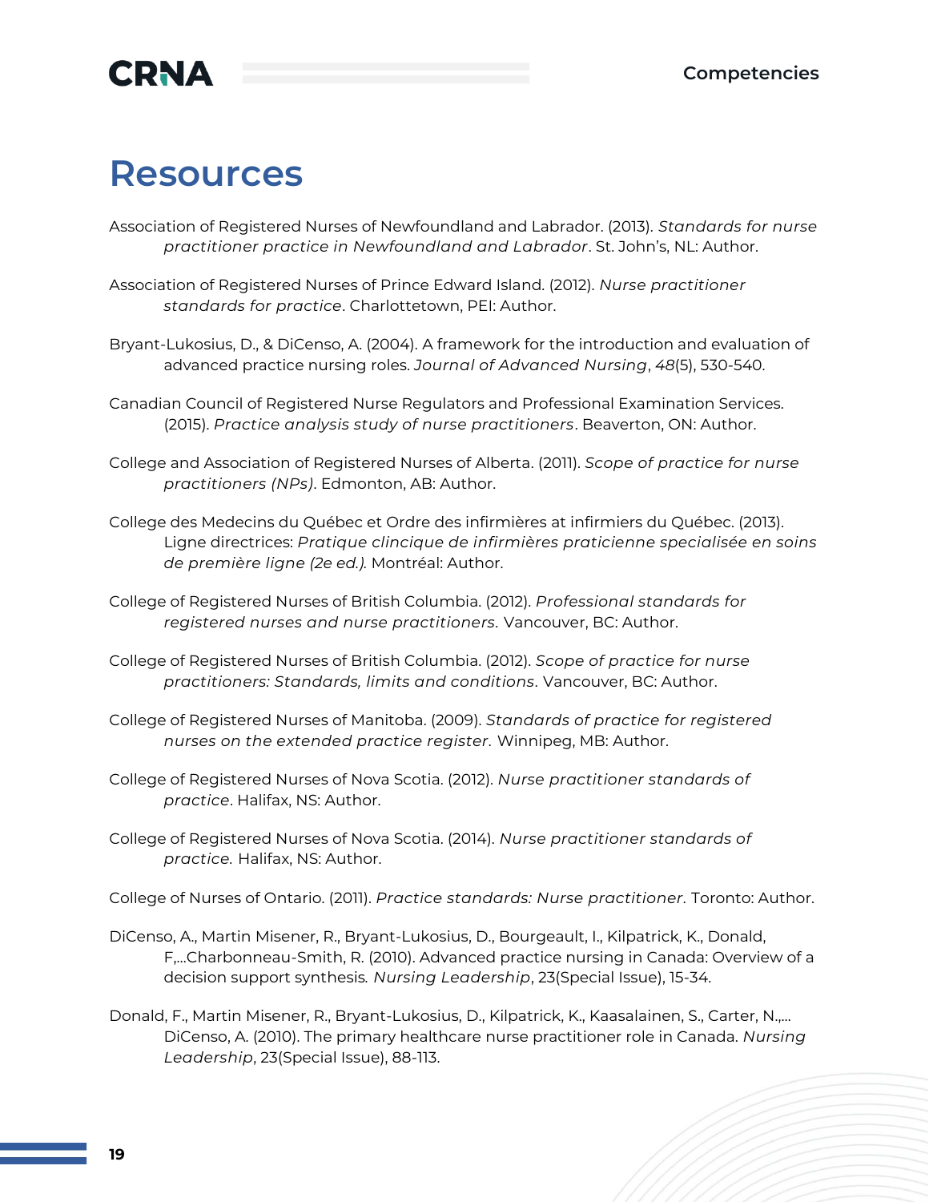# Resources

Association of Registered Nurses of Newfoundland and Labrador. (2013). *Standards for nurse practitioner practice in Newfoundland and Labrador*. St. John's, NL: Author.

Association of Registered Nurses of Prince Edward Island. (2012). *Nurse practitioner standards for practice*. Charlottetown, PEI: Author.

Bryant-Lukosius, D., & DiCenso, A. (2004). A framework for the introduction and evaluation of advanced practice nursing roles. *Journal of Advanced Nursing*, *48*(5), 530-540.

Canadian Council of Registered Nurse Regulators and Professional Examination Services. (2015). *Practice analysis study of nurse practitioners*. Beaverton, ON: Author.

College and Association of Registered Nurses of Alberta. (2011). *Scope of practice for nurse practitioners (NPs)*. Edmonton, AB: Author.

College des Medecins du Québec et Ordre des infirmières at infirmiers du Québec. (2013). Ligne directrices: *Pratique clincique de infirmières praticienne specialisée en soins de première ligne (2e ed.).* Montréal: Author.

College of Registered Nurses of British Columbia. (2012). *Professional standards for registered nurses and nurse practitioners*. Vancouver, BC: Author.

College of Registered Nurses of British Columbia. (2012). *Scope of practice for nurse practitioners: Standards, limits and conditions*. Vancouver, BC: Author.

College of Registered Nurses of Manitoba. (2009). *Standards of practice for registered nurses on the extended practice register*. Winnipeg, MB: Author.

College of Registered Nurses of Nova Scotia. (2012). *Nurse practitioner standards of practice*. Halifax, NS: Author.

College of Registered Nurses of Nova Scotia. (2014). *Nurse practitioner standards of practice.* Halifax, NS: Author.

College of Nurses of Ontario. (2011). *Practice standards: Nurse practitioner*. Toronto: Author.

DiCenso, A., Martin Misener, R., Bryant-Lukosius, D., Bourgeault, I., Kilpatrick, K., Donald, F,...Charbonneau-Smith, R. (2010). Advanced practice nursing in Canada: Overview of a decision support synthesis. *Nursing Leadership*, 23(Special Issue), 15-34.

Donald, F., Martin Misener, R., Bryant-Lukosius, D., Kilpatrick, K., Kaasalainen, S., Carter, N.,... DiCenso, A. (2010). The primary healthcare nurse practitioner role in Canada. *Nursing Leadership*, 23(Special Issue), 88-113.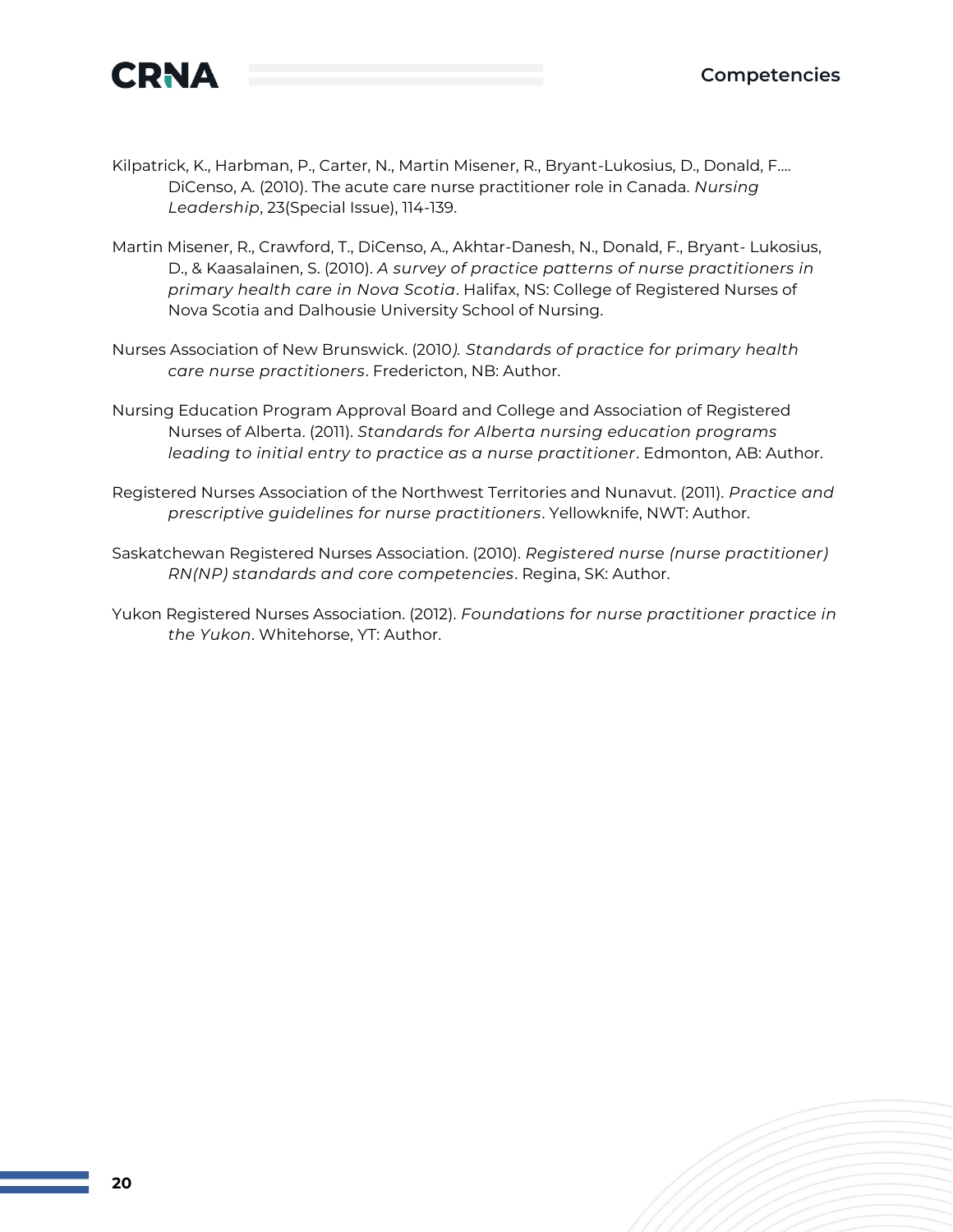Kilpatrick, K., Harbman, P., Carter, N., Martin Misener, R., Bryant-Lukosius, D., Donald, F.... DiCenso, A. (2010). The acute care nurse practitioner role in Canada. *Nursing Leadership*, 23(Special Issue), 114-139.

Martin Misener, R., Crawford, T., DiCenso, A., Akhtar-Danesh, N., Donald, F., Bryant- Lukosius, D., & Kaasalainen, S. (2010). *A survey of practice patterns of nurse practitioners in primary health care in Nova Scotia*. Halifax, NS: College of Registered Nurses of Nova Scotia and Dalhousie University School of Nursing.

Nurses Association of New Brunswick. (2010*). Standards of practice for primary health care nurse practitioners*. Fredericton, NB: Author.

Nursing Education Program Approval Board and College and Association of Registered Nurses of Alberta. (2011). *Standards for Alberta nursing education programs leading to initial entry to practice as a nurse practitioner*. Edmonton, AB: Author.

Registered Nurses Association of the Northwest Territories and Nunavut. (2011). *Practice and prescriptive guidelines for nurse practitioners*. Yellowknife, NWT: Author.

Saskatchewan Registered Nurses Association. (2010). *Registered nurse (nurse practitioner) RN(NP) standards and core competencies*. Regina, SK: Author.

Yukon Registered Nurses Association. (2012). *Foundations for nurse practitioner practice in the Yukon*. Whitehorse, YT: Author.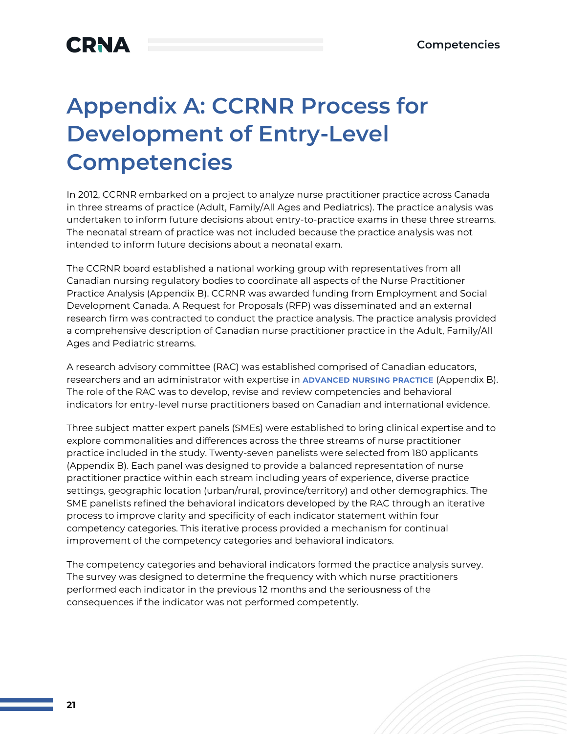# Appendix A: CCRNR Process for Development of Entry-Level Competencies

In 2012, CCRNR embarked on a project to analyze nurse practitioner practice across Canada in three streams of practice (Adult, Family/All Ages and Pediatrics). The practice analysis was undertaken to inform future decisions about entry-to-practice exams in these three streams. The neonatal stream of practice was not included because the practice analysis was not intended to inform future decisions about a neonatal exam.

The CCRNR board established a national working group with representatives from all Canadian nursing regulatory bodies to coordinate all aspects of the Nurse Practitioner Practice Analysis (Appendix B). CCRNR was awarded funding from Employment and Social Development Canada. A Request for Proposals (RFP) was disseminated and an external research firm was contracted to conduct the practice analysis. The practice analysis provided a comprehensive description of Canadian nurse practitioner practice in the Adult, Family/All Ages and Pediatric streams.

A research advisory committee (RAC) was established comprised of Canadian educators, researchers and an administrator with expertise in **ADVANCED NURSING PRACTICE** (Appendix B). The role of the RAC was to develop, revise and review competencies and behavioral indicators for entry-level nurse practitioners based on Canadian and international evidence.

Three subject matter expert panels (SMEs) were established to bring clinical expertise and to explore commonalities and differences across the three streams of nurse practitioner practice included in the study. Twenty-seven panelists were selected from 180 applicants (Appendix B). Each panel was designed to provide a balanced representation of nurse practitioner practice within each stream including years of experience, diverse practice settings, geographic location (urban/rural, province/territory) and other demographics. The SME panelists refined the behavioral indicators developed by the RAC through an iterative process to improve clarity and specificity of each indicator statement within four competency categories. This iterative process provided a mechanism for continual improvement of the competency categories and behavioral indicators.

The competency categories and behavioral indicators formed the practice analysis survey. The survey was designed to determine the frequency with which nurse practitioners performed each indicator in the previous 12 months and the seriousness of the consequences if the indicator was not performed competently.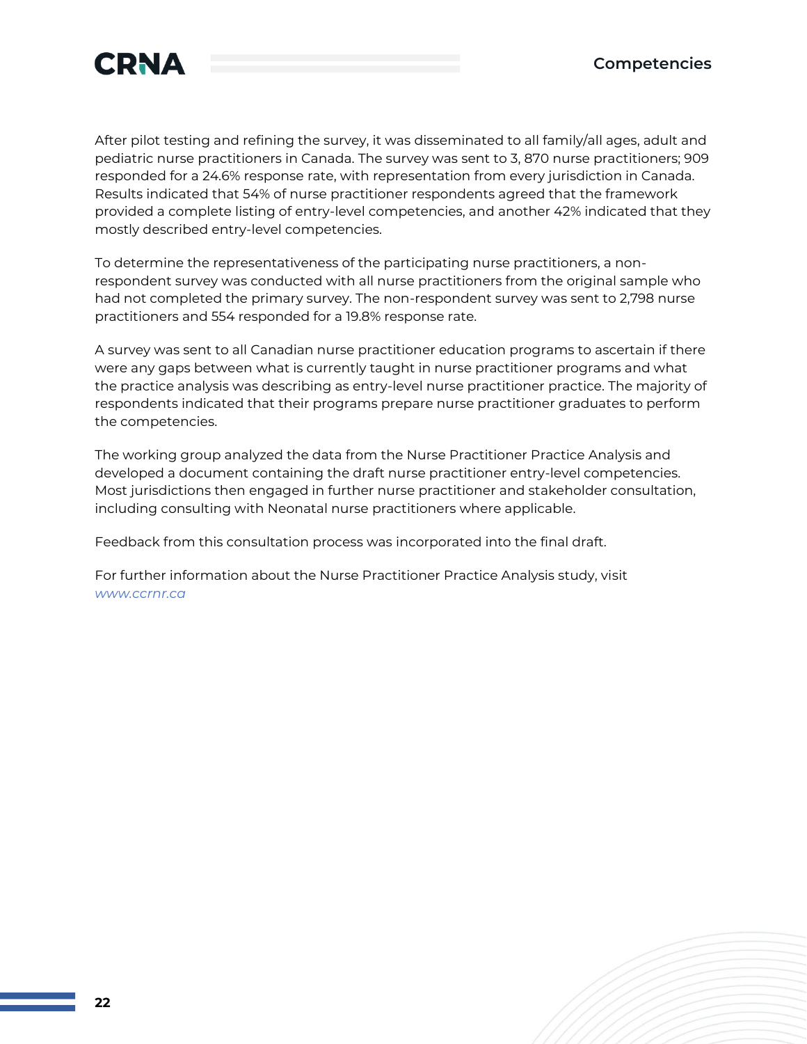After pilot testing and refining the survey, it was disseminated to all family/all ages, adult and pediatric nurse practitioners in Canada. The survey was sent to 3, 870 nurse practitioners; 909 responded for a 24.6% response rate, with representation from every jurisdiction in Canada. Results indicated that 54% of nurse practitioner respondents agreed that the framework provided a complete listing of entry-level competencies, and another 42% indicated that they mostly described entry-level competencies.

To determine the representativeness of the participating nurse practitioners, a non-respondent survey was conducted with all nurse practitioners from the original sample who had not completed the primary survey. The non-respondent survey was sent to 2,798 nurse practitioners and 554 responded for a 19.8% response rate.

A survey was sent to all Canadian nurse practitioner education programs to ascertain if there were any gaps between what is currently taught in nurse practitioner programs and what the practice analysis was describing as entry-level nurse practitioner practice. The majority of respondents indicated that their programs prepare nurse practitioner graduates to perform the competencies.

The working group analyzed the data from the Nurse Practitioner Practice Analysis and developed a document containing the draft nurse practitioner entry-level competencies. Most jurisdictions then engaged in further nurse practitioner and stakeholder consultation, including consulting with Neonatal nurse practitioners where applicable.

Feedback from this consultation process was incorporated into the final draft.

For further information about the Nurse Practitioner Practice Analysis study, visit *www.ccrnr.ca*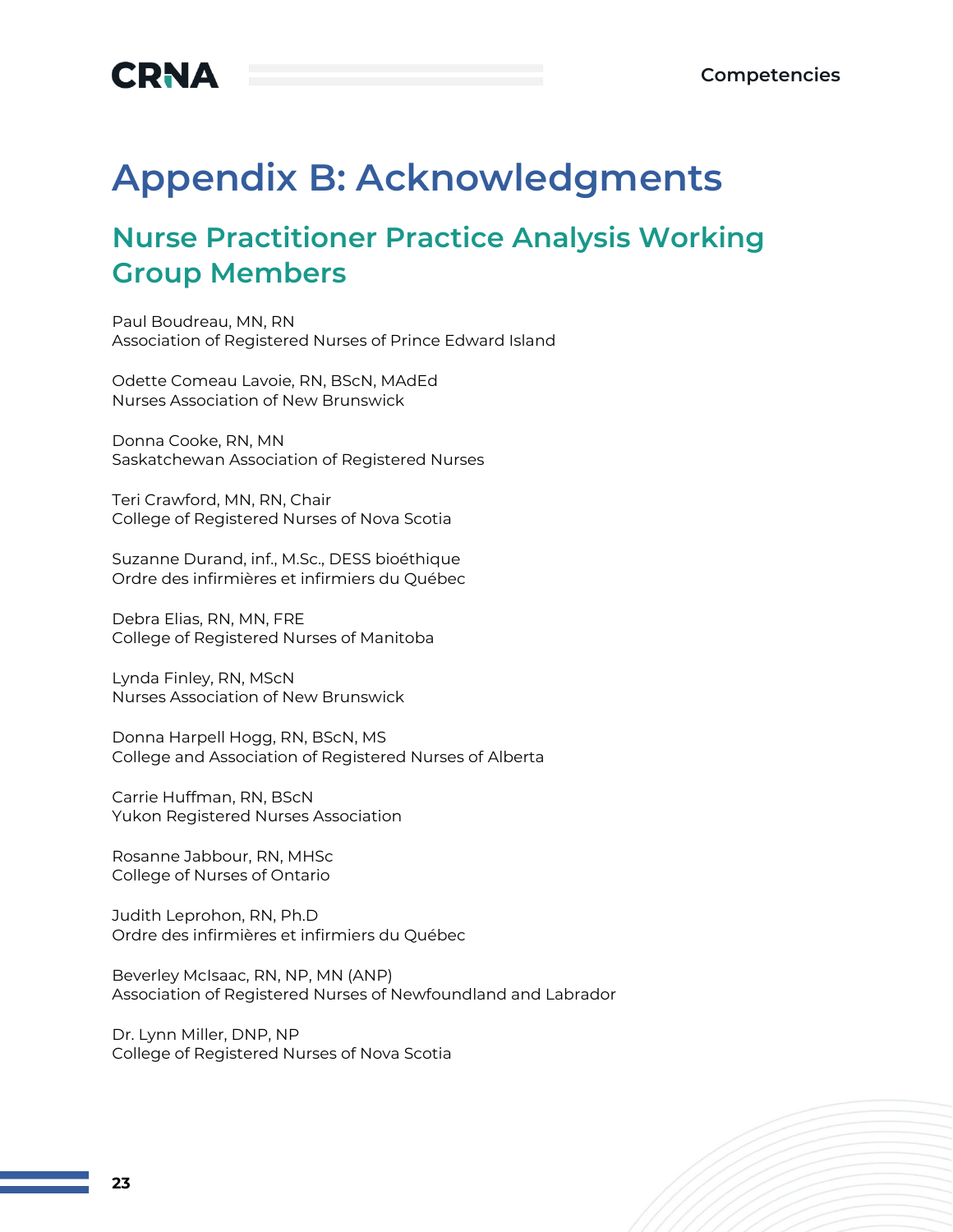# Appendix B: Acknowledgments

## Nurse Practitioner Practice Analysis Working Group Members

Paul Boudreau, MN, RN
Association of Registered Nurses of Prince Edward Island

Odette Comeau Lavoie, RN, BScN, MAdEd
Nurses Association of New Brunswick

Donna Cooke, RN, MN
Saskatchewan Association of Registered Nurses

Teri Crawford, MN, RN, Chair
College of Registered Nurses of Nova Scotia

Suzanne Durand, inf., M.Sc., DESS bioéthique
Ordre des infirmières et infirmiers du Québec

Debra Elias, RN, MN, FRE
College of Registered Nurses of Manitoba

Lynda Finley, RN, MScN
Nurses Association of New Brunswick

Donna Harpell Hogg, RN, BScN, MS
College and Association of Registered Nurses of Alberta

Carrie Huffman, RN, BScN
Yukon Registered Nurses Association

Rosanne Jabbour, RN, MHSc
College of Nurses of Ontario

Judith Leprohon, RN, Ph.D
Ordre des infirmières et infirmiers du Québec

Beverley McIsaac, RN, NP, MN (ANP)
Association of Registered Nurses of Newfoundland and Labrador

Dr. Lynn Miller, DNP, NP
College of Registered Nurses of Nova Scotia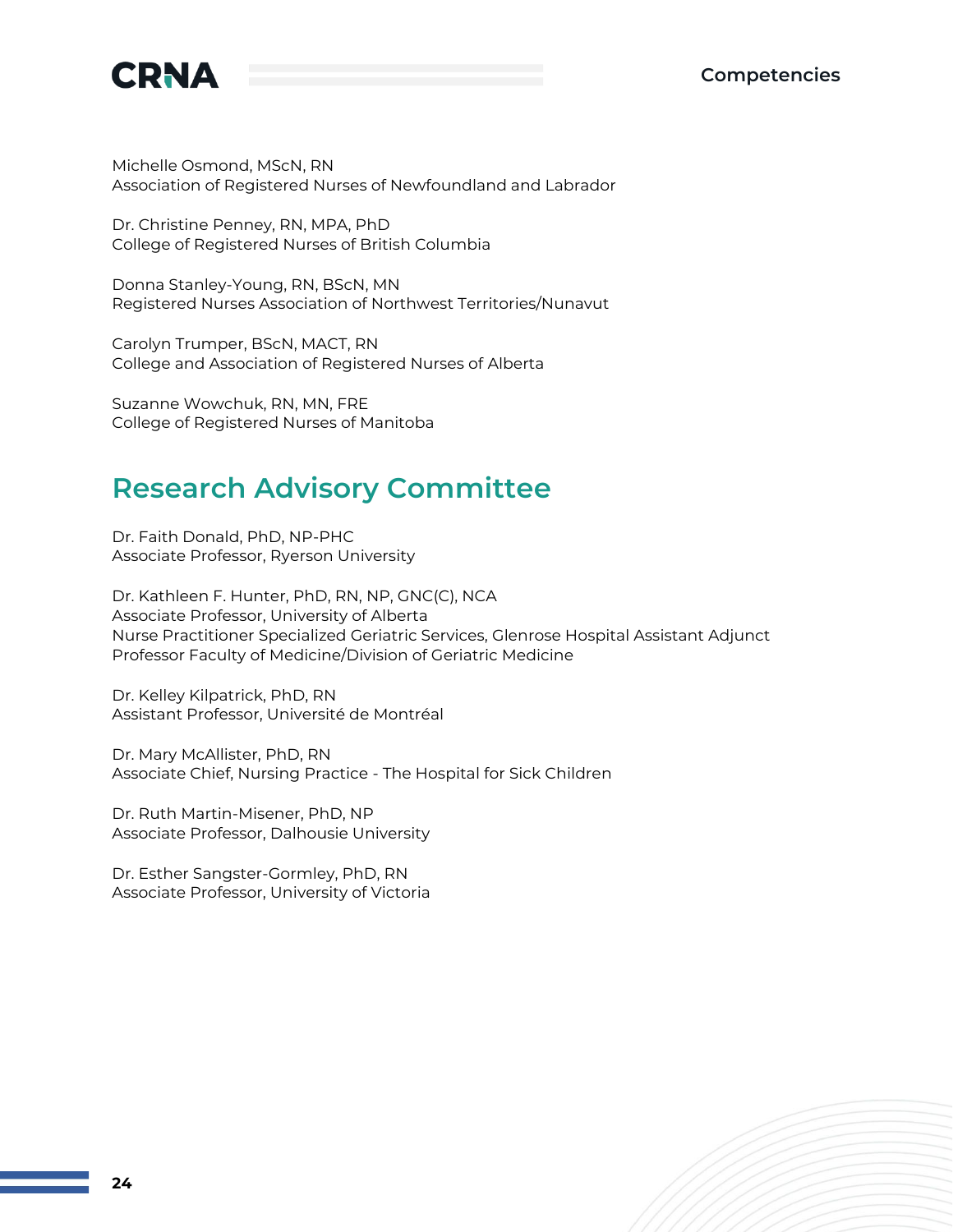Michelle Osmond, MScN, RN
Association of Registered Nurses of Newfoundland and Labrador

Dr. Christine Penney, RN, MPA, PhD
College of Registered Nurses of British Columbia

Donna Stanley-Young, RN, BScN, MN
Registered Nurses Association of Northwest Territories/Nunavut

Carolyn Trumper, BScN, MACT, RN
College and Association of Registered Nurses of Alberta

Suzanne Wowchuk, RN, MN, FRE
College of Registered Nurses of Manitoba

## Research Advisory Committee

Dr. Faith Donald, PhD, NP-PHC
Associate Professor, Ryerson University

Dr. Kathleen F. Hunter, PhD, RN, NP, GNC(C), NCA
Associate Professor, University of Alberta
Nurse Practitioner Specialized Geriatric Services, Glenrose Hospital Assistant Adjunct Professor Faculty of Medicine/Division of Geriatric Medicine

Dr. Kelley Kilpatrick, PhD, RN
Assistant Professor, Université de Montréal

Dr. Mary McAllister, PhD, RN
Associate Chief, Nursing Practice - The Hospital for Sick Children

Dr. Ruth Martin-Misener, PhD, NP
Associate Professor, Dalhousie University

Dr. Esther Sangster-Gormley, PhD, RN
Associate Professor, University of Victoria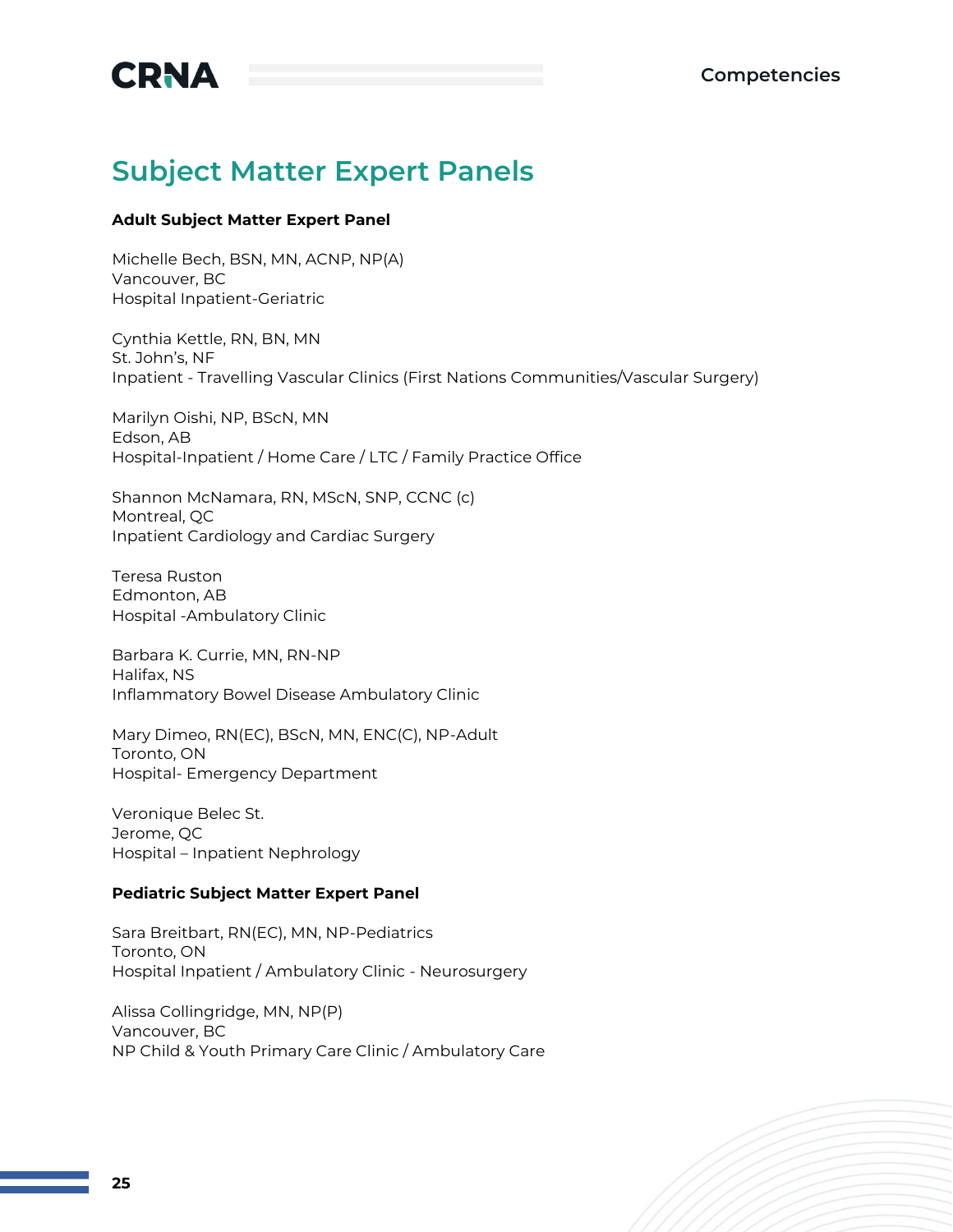## Subject Matter Expert Panels

**Adult Subject Matter Expert Panel**

Michelle Bech, BSN, MN, ACNP, NP(A)
Vancouver, BC
Hospital Inpatient-Geriatric

Cynthia Kettle, RN, BN, MN
St. John's, NF
Inpatient - Travelling Vascular Clinics (First Nations Communities/Vascular Surgery)

Marilyn Oishi, NP, BScN, MN
Edson, AB
Hospital-Inpatient / Home Care / LTC / Family Practice Office

Shannon McNamara, RN, MScN, SNP, CCNC (c)
Montreal, QC
Inpatient Cardiology and Cardiac Surgery

Teresa Ruston
Edmonton, AB
Hospital -Ambulatory Clinic

Barbara K. Currie, MN, RN-NP
Halifax, NS
Inflammatory Bowel Disease Ambulatory Clinic

Mary Dimeo, RN(EC), BScN, MN, ENC(C), NP-Adult
Toronto, ON
Hospital- Emergency Department

Veronique Belec St.
Jerome, QC
Hospital – Inpatient Nephrology

**Pediatric Subject Matter Expert Panel**

Sara Breitbart, RN(EC), MN, NP-Pediatrics
Toronto, ON
Hospital Inpatient / Ambulatory Clinic - Neurosurgery

Alissa Collingridge, MN, NP(P)
Vancouver, BC
NP Child & Youth Primary Care Clinic / Ambulatory Care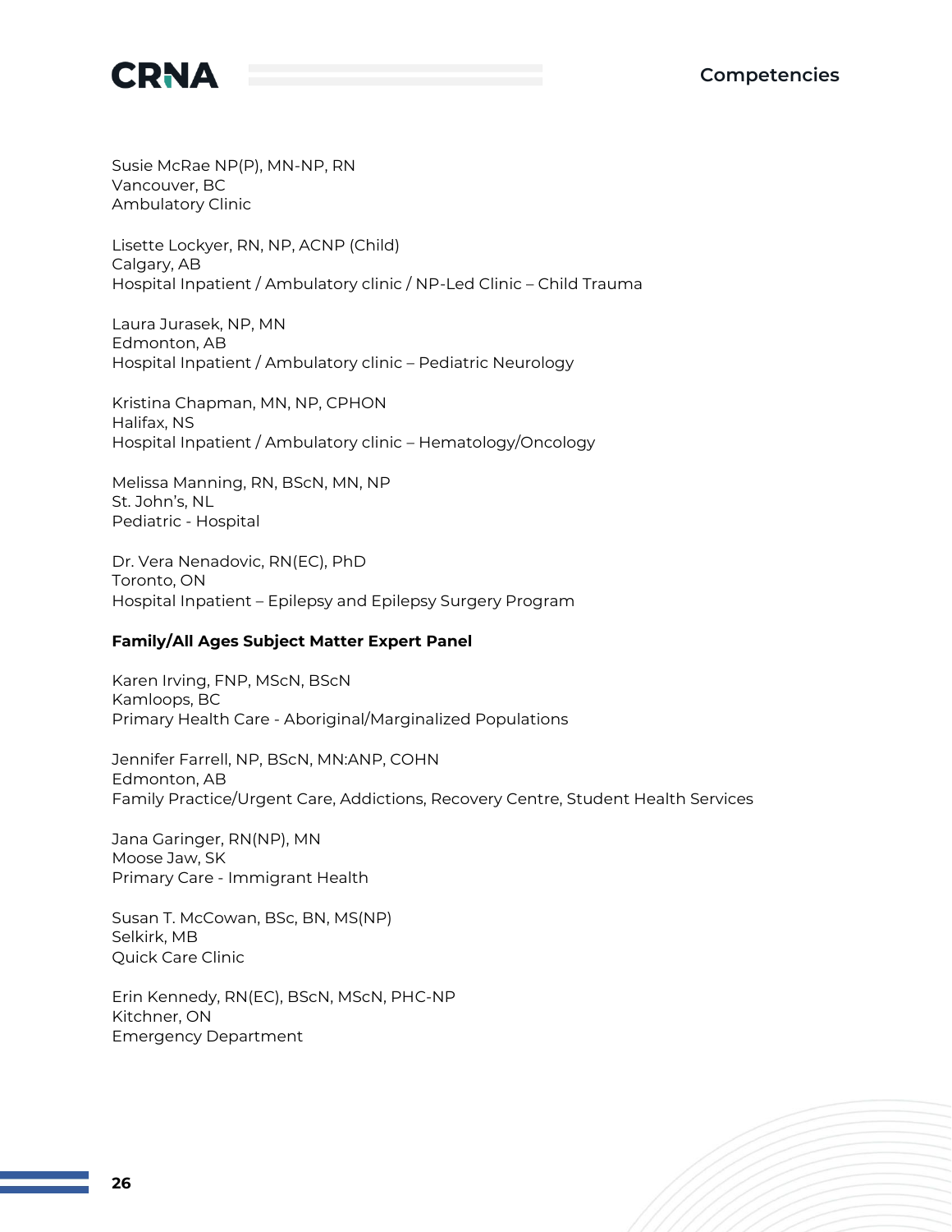Susie McRae NP(P), MN-NP, RN
Vancouver, BC
Ambulatory Clinic

Lisette Lockyer, RN, NP, ACNP (Child)
Calgary, AB
Hospital Inpatient / Ambulatory clinic / NP-Led Clinic – Child Trauma

Laura Jurasek, NP, MN
Edmonton, AB
Hospital Inpatient / Ambulatory clinic – Pediatric Neurology

Kristina Chapman, MN, NP, CPHON
Halifax, NS
Hospital Inpatient / Ambulatory clinic – Hematology/Oncology

Melissa Manning, RN, BScN, MN, NP
St. John's, NL
Pediatric - Hospital

Dr. Vera Nenadovic, RN(EC), PhD
Toronto, ON
Hospital Inpatient – Epilepsy and Epilepsy Surgery Program

**Family/All Ages Subject Matter Expert Panel**

Karen Irving, FNP, MScN, BScN
Kamloops, BC
Primary Health Care - Aboriginal/Marginalized Populations

Jennifer Farrell, NP, BScN, MN:ANP, COHN
Edmonton, AB
Family Practice/Urgent Care, Addictions, Recovery Centre, Student Health Services

Jana Garinger, RN(NP), MN
Moose Jaw, SK
Primary Care - Immigrant Health

Susan T. McCowan, BSc, BN, MS(NP)
Selkirk, MB
Quick Care Clinic

Erin Kennedy, RN(EC), BScN, MScN, PHC-NP
Kitchner, ON
Emergency Department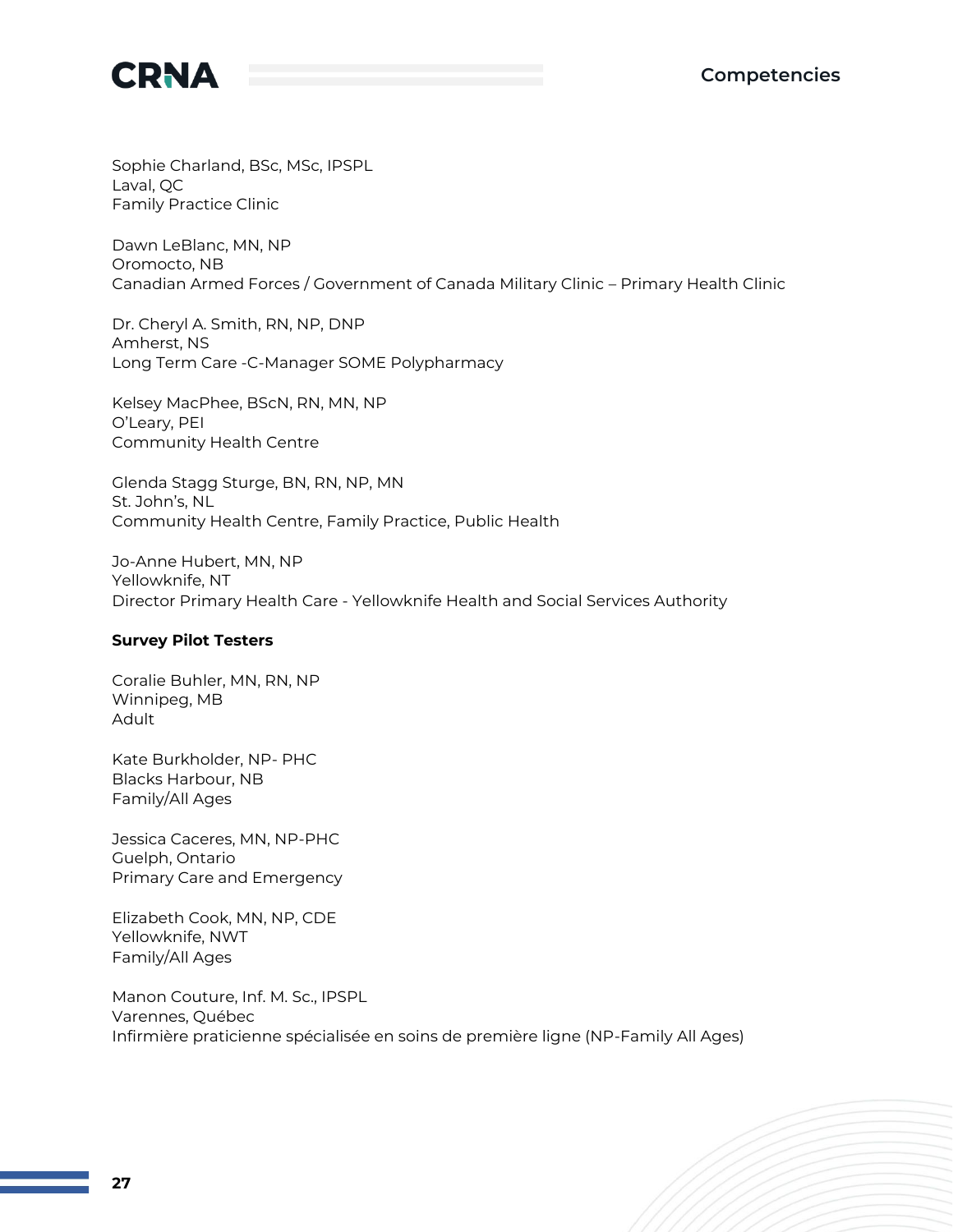Sophie Charland, BSc, MSc, IPSPL
Laval, QC
Family Practice Clinic

Dawn LeBlanc, MN, NP
Oromocto, NB
Canadian Armed Forces / Government of Canada Military Clinic – Primary Health Clinic

Dr. Cheryl A. Smith, RN, NP, DNP
Amherst, NS
Long Term Care -C-Manager SOME Polypharmacy

Kelsey MacPhee, BScN, RN, MN, NP
O'Leary, PEI
Community Health Centre

Glenda Stagg Sturge, BN, RN, NP, MN
St. John's, NL
Community Health Centre, Family Practice, Public Health

Jo-Anne Hubert, MN, NP
Yellowknife, NT
Director Primary Health Care - Yellowknife Health and Social Services Authority

**Survey Pilot Testers**

Coralie Buhler, MN, RN, NP
Winnipeg, MB
Adult

Kate Burkholder, NP- PHC
Blacks Harbour, NB
Family/All Ages

Jessica Caceres, MN, NP-PHC
Guelph, Ontario
Primary Care and Emergency

Elizabeth Cook, MN, NP, CDE
Yellowknife, NWT
Family/All Ages

Manon Couture, Inf. M. Sc., IPSPL
Varennes, Québec
Infirmière praticienne spécialisée en soins de première ligne (NP-Family All Ages)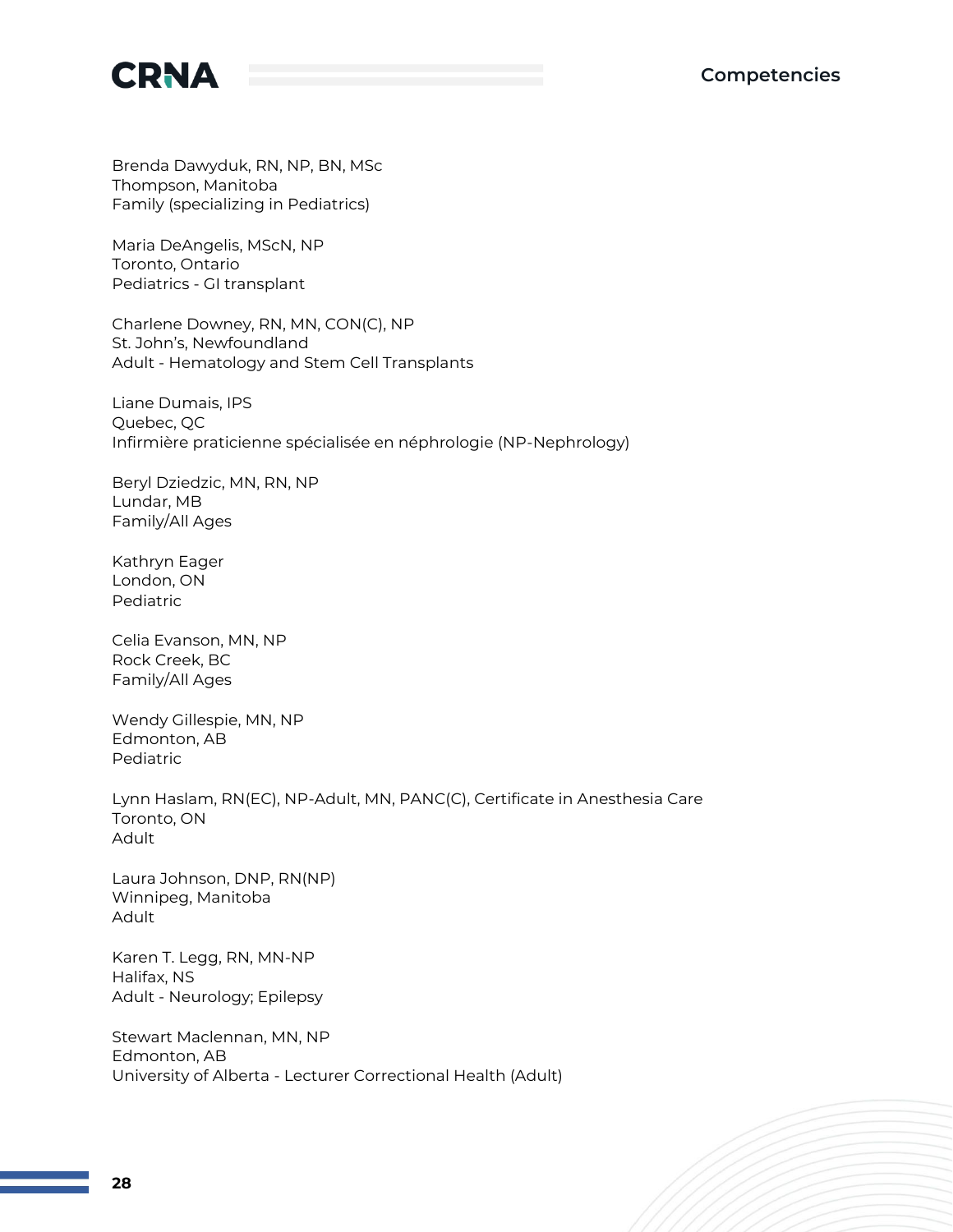Brenda Dawyduk, RN, NP, BN, MSc
Thompson, Manitoba
Family (specializing in Pediatrics)

Maria DeAngelis, MScN, NP
Toronto, Ontario
Pediatrics - GI transplant

Charlene Downey, RN, MN, CON(C), NP
St. John's, Newfoundland
Adult - Hematology and Stem Cell Transplants

Liane Dumais, IPS
Quebec, QC
Infirmière praticienne spécialisée en néphrologie (NP-Nephrology)

Beryl Dziedzic, MN, RN, NP
Lundar, MB
Family/All Ages

Kathryn Eager
London, ON
Pediatric

Celia Evanson, MN, NP
Rock Creek, BC
Family/All Ages

Wendy Gillespie, MN, NP
Edmonton, AB
Pediatric

Lynn Haslam, RN(EC), NP-Adult, MN, PANC(C), Certificate in Anesthesia Care
Toronto, ON
Adult

Laura Johnson, DNP, RN(NP)
Winnipeg, Manitoba
Adult

Karen T. Legg, RN, MN-NP
Halifax, NS
Adult - Neurology; Epilepsy

Stewart Maclennan, MN, NP
Edmonton, AB
University of Alberta - Lecturer Correctional Health (Adult)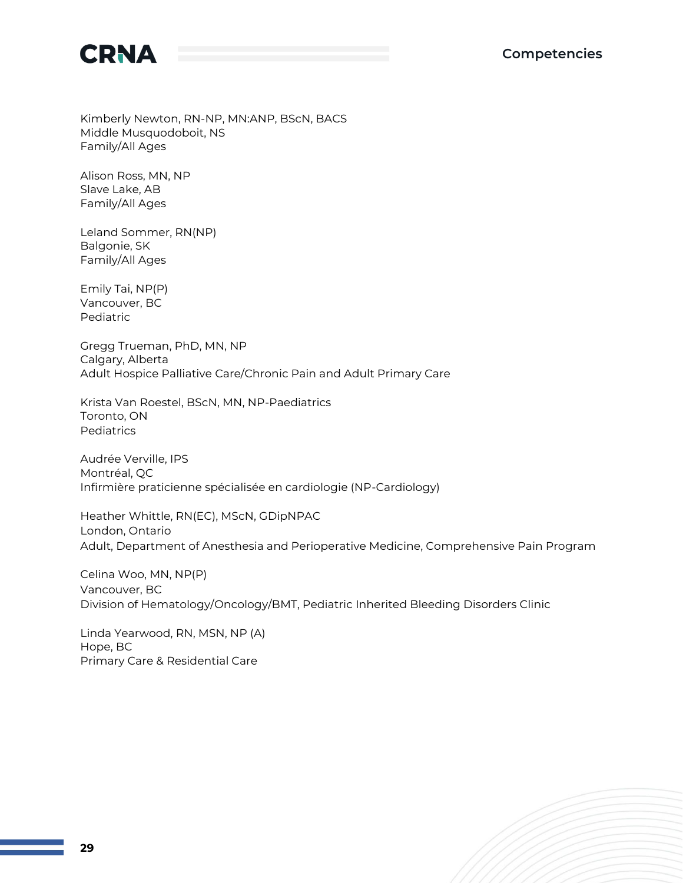Kimberly Newton, RN-NP, MN:ANP, BScN, BACS
Middle Musquodoboit, NS
Family/All Ages

Alison Ross, MN, NP
Slave Lake, AB
Family/All Ages

Leland Sommer, RN(NP)
Balgonie, SK
Family/All Ages

Emily Tai, NP(P)
Vancouver, BC
Pediatric

Gregg Trueman, PhD, MN, NP
Calgary, Alberta
Adult Hospice Palliative Care/Chronic Pain and Adult Primary Care

Krista Van Roestel, BScN, MN, NP-Paediatrics
Toronto, ON
Pediatrics

Audrée Verville, IPS
Montréal, QC
Infirmière praticienne spécialisée en cardiologie (NP-Cardiology)

Heather Whittle, RN(EC), MScN, GDipNPAC
London, Ontario
Adult, Department of Anesthesia and Perioperative Medicine, Comprehensive Pain Program

Celina Woo, MN, NP(P)
Vancouver, BC
Division of Hematology/Oncology/BMT, Pediatric Inherited Bleeding Disorders Clinic

Linda Yearwood, RN, MSN, NP (A)
Hope, BC
Primary Care & Residential Care